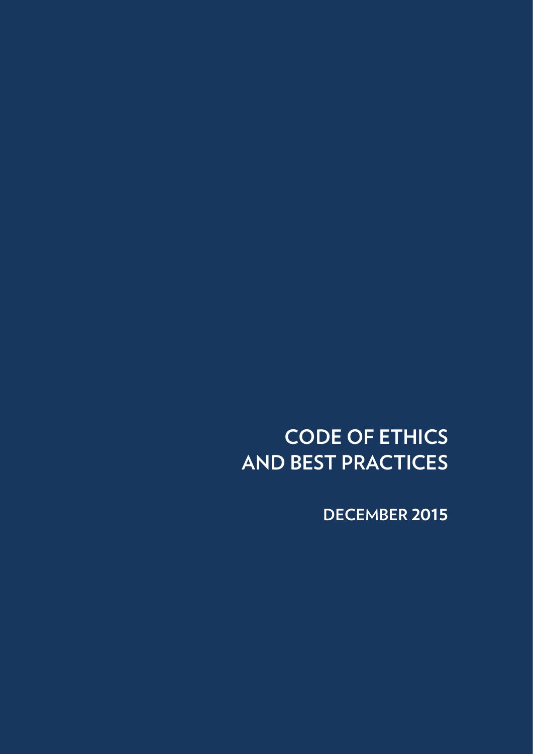# CODE OF ETHICS AND BEST PRACTICES

DECEMBER 2015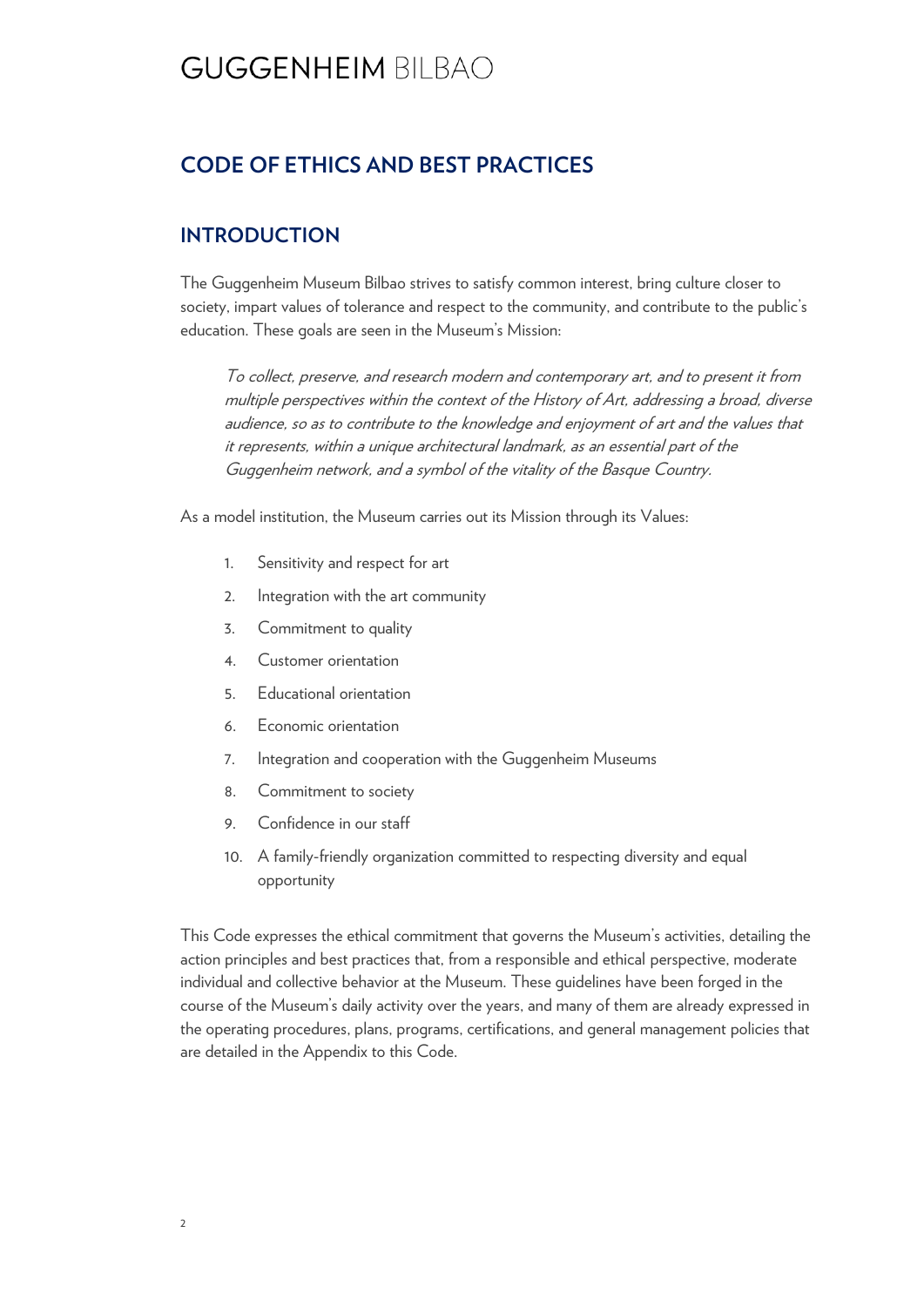# GUGGENHEIM BILBAO

## CODE OF ETHICS AND BEST PRACTICES

## INTRODUCTION

The Guggenheim Museum Bilbao strives to satisfy common interest, bring culture closer to society, impart values of tolerance and respect to the community, and contribute to the public's education. These goals are seen in the Museum's Mission:

> *To collect, preserve, and research modern and contemporary art, and to present it from multiple perspectives within the context of the History of Art, addressing a broad, diverse audience, so as to contribute to the knowledge and enjoyment of art and the values that it represents, within a unique architectural landmark, as an essential part of the Guggenheim network, and a symbol of the vitality of the Basque Country.*

As a model institution, the Museum carries out its Mission through its Values:

1. Sensitivity and respect for art
2. Integration with the art community
3. Commitment to quality
4. Customer orientation
5. Educational orientation
6. Economic orientation
7. Integration and cooperation with the Guggenheim Museums
8. Commitment to society
9. Confidence in our staff
10. A family-friendly organization committed to respecting diversity and equal opportunity

This Code expresses the ethical commitment that governs the Museum's activities, detailing the action principles and best practices that, from a responsible and ethical perspective, moderate individual and collective behavior at the Museum. These guidelines have been forged in the course of the Museum's daily activity over the years, and many of them are already expressed in the operating procedures, plans, programs, certifications, and general management policies that are detailed in the Appendix to this Code.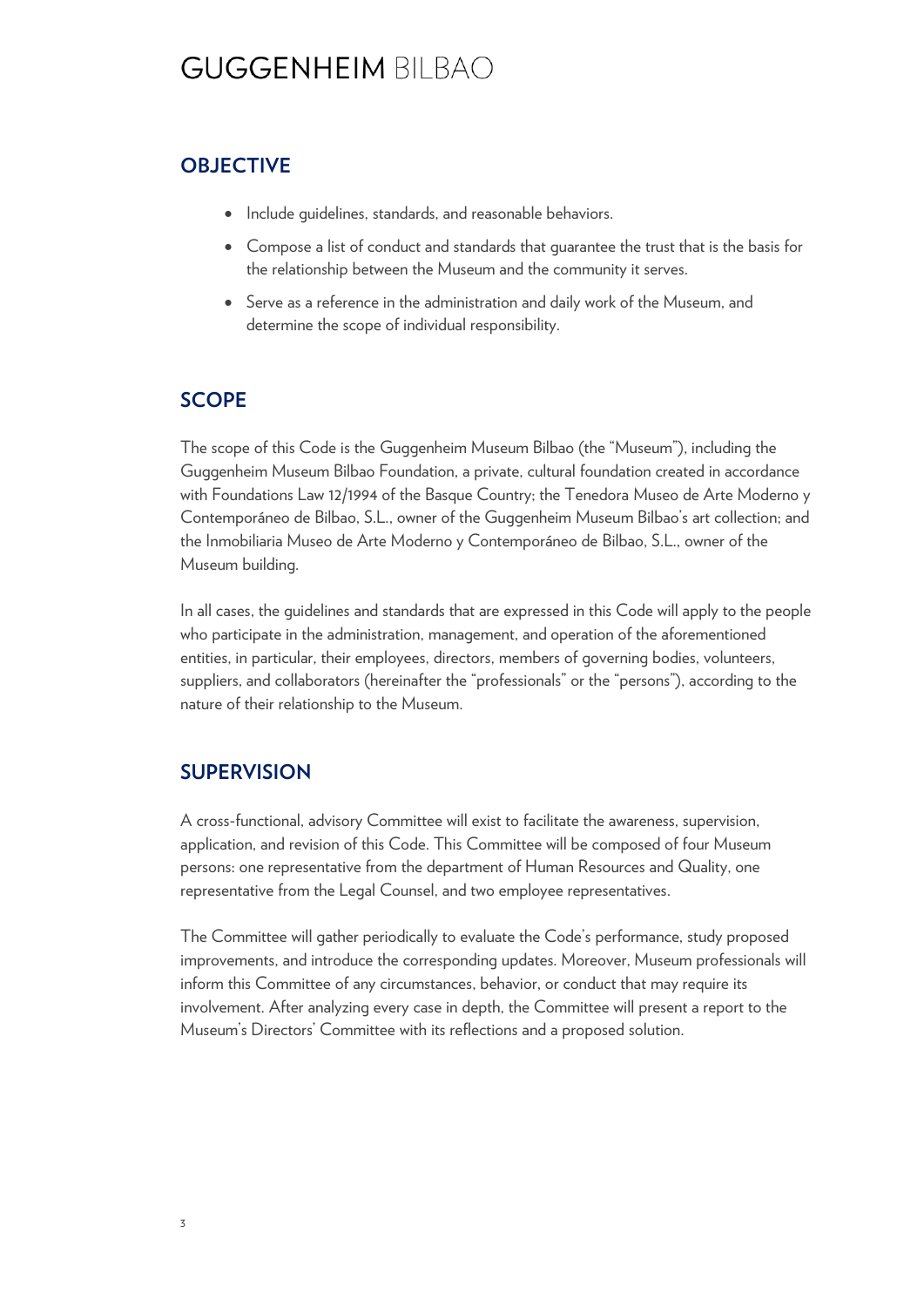## OBJECTIVE

- Include guidelines, standards, and reasonable behaviors.
- Compose a list of conduct and standards that guarantee the trust that is the basis for the relationship between the Museum and the community it serves.
- Serve as a reference in the administration and daily work of the Museum, and determine the scope of individual responsibility.

## SCOPE

The scope of this Code is the Guggenheim Museum Bilbao (the "Museum"), including the Guggenheim Museum Bilbao Foundation, a private, cultural foundation created in accordance with Foundations Law 12/1994 of the Basque Country; the Tenedora Museo de Arte Moderno y Contemporáneo de Bilbao, S.L., owner of the Guggenheim Museum Bilbao's art collection; and the Inmobiliaria Museo de Arte Moderno y Contemporáneo de Bilbao, S.L., owner of the Museum building.

In all cases, the guidelines and standards that are expressed in this Code will apply to the people who participate in the administration, management, and operation of the aforementioned entities, in particular, their employees, directors, members of governing bodies, volunteers, suppliers, and collaborators (hereinafter the "professionals" or the "persons"), according to the nature of their relationship to the Museum.

## SUPERVISION

A cross-functional, advisory Committee will exist to facilitate the awareness, supervision, application, and revision of this Code. This Committee will be composed of four Museum persons: one representative from the department of Human Resources and Quality, one representative from the Legal Counsel, and two employee representatives.

The Committee will gather periodically to evaluate the Code's performance, study proposed improvements, and introduce the corresponding updates. Moreover, Museum professionals will inform this Committee of any circumstances, behavior, or conduct that may require its involvement. After analyzing every case in depth, the Committee will present a report to the Museum's Directors' Committee with its reflections and a proposed solution.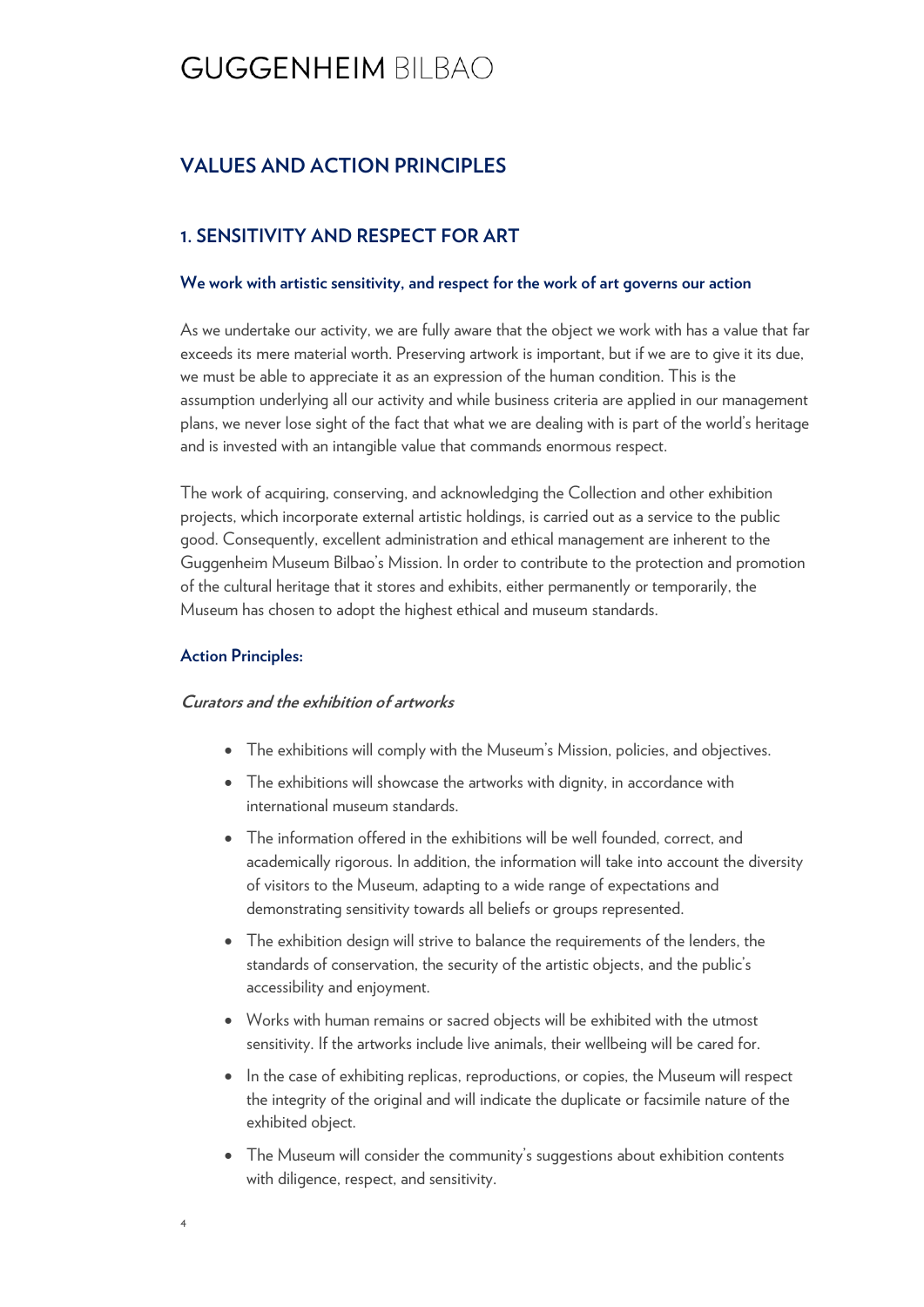## VALUES AND ACTION PRINCIPLES

### 1. SENSITIVITY AND RESPECT FOR ART

**We work with artistic sensitivity, and respect for the work of art governs our action**

As we undertake our activity, we are fully aware that the object we work with has a value that far exceeds its mere material worth. Preserving artwork is important, but if we are to give it its due, we must be able to appreciate it as an expression of the human condition. This is the assumption underlying all our activity and while business criteria are applied in our management plans, we never lose sight of the fact that what we are dealing with is part of the world's heritage and is invested with an intangible value that commands enormous respect.

The work of acquiring, conserving, and acknowledging the Collection and other exhibition projects, which incorporate external artistic holdings, is carried out as a service to the public good. Consequently, excellent administration and ethical management are inherent to the Guggenheim Museum Bilbao's Mission. In order to contribute to the protection and promotion of the cultural heritage that it stores and exhibits, either permanently or temporarily, the Museum has chosen to adopt the highest ethical and museum standards.

**Action Principles:**

***Curators and the exhibition of artworks***

- The exhibitions will comply with the Museum's Mission, policies, and objectives.
- The exhibitions will showcase the artworks with dignity, in accordance with international museum standards.
- The information offered in the exhibitions will be well founded, correct, and academically rigorous. In addition, the information will take into account the diversity of visitors to the Museum, adapting to a wide range of expectations and demonstrating sensitivity towards all beliefs or groups represented.
- The exhibition design will strive to balance the requirements of the lenders, the standards of conservation, the security of the artistic objects, and the public's accessibility and enjoyment.
- Works with human remains or sacred objects will be exhibited with the utmost sensitivity. If the artworks include live animals, their wellbeing will be cared for.
- In the case of exhibiting replicas, reproductions, or copies, the Museum will respect the integrity of the original and will indicate the duplicate or facsimile nature of the exhibited object.
- The Museum will consider the community's suggestions about exhibition contents with diligence, respect, and sensitivity.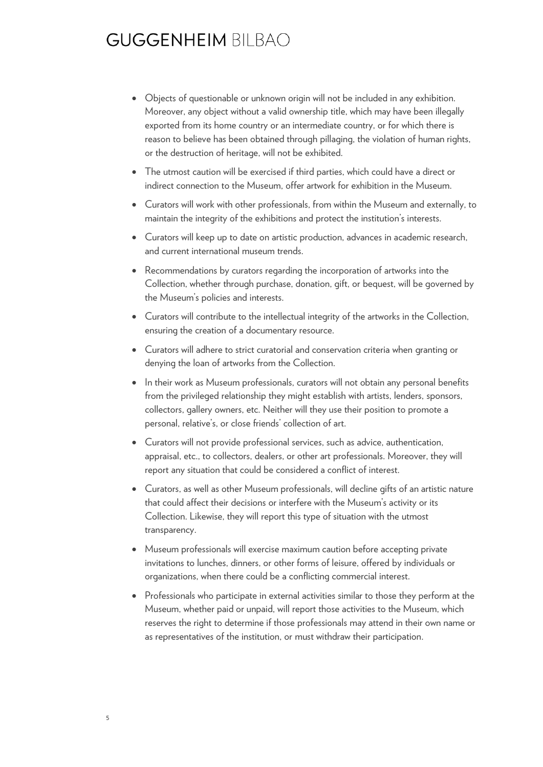- Objects of questionable or unknown origin will not be included in any exhibition. Moreover, any object without a valid ownership title, which may have been illegally exported from its home country or an intermediate country, or for which there is reason to believe has been obtained through pillaging, the violation of human rights, or the destruction of heritage, will not be exhibited.
- The utmost caution will be exercised if third parties, which could have a direct or indirect connection to the Museum, offer artwork for exhibition in the Museum.
- Curators will work with other professionals, from within the Museum and externally, to maintain the integrity of the exhibitions and protect the institution's interests.
- Curators will keep up to date on artistic production, advances in academic research, and current international museum trends.
- Recommendations by curators regarding the incorporation of artworks into the Collection, whether through purchase, donation, gift, or bequest, will be governed by the Museum's policies and interests.
- Curators will contribute to the intellectual integrity of the artworks in the Collection, ensuring the creation of a documentary resource.
- Curators will adhere to strict curatorial and conservation criteria when granting or denying the loan of artworks from the Collection.
- In their work as Museum professionals, curators will not obtain any personal benefits from the privileged relationship they might establish with artists, lenders, sponsors, collectors, gallery owners, etc. Neither will they use their position to promote a personal, relative's, or close friends' collection of art.
- Curators will not provide professional services, such as advice, authentication, appraisal, etc., to collectors, dealers, or other art professionals. Moreover, they will report any situation that could be considered a conflict of interest.
- Curators, as well as other Museum professionals, will decline gifts of an artistic nature that could affect their decisions or interfere with the Museum's activity or its Collection. Likewise, they will report this type of situation with the utmost transparency.
- Museum professionals will exercise maximum caution before accepting private invitations to lunches, dinners, or other forms of leisure, offered by individuals or organizations, when there could be a conflicting commercial interest.
- Professionals who participate in external activities similar to those they perform at the Museum, whether paid or unpaid, will report those activities to the Museum, which reserves the right to determine if those professionals may attend in their own name or as representatives of the institution, or must withdraw their participation.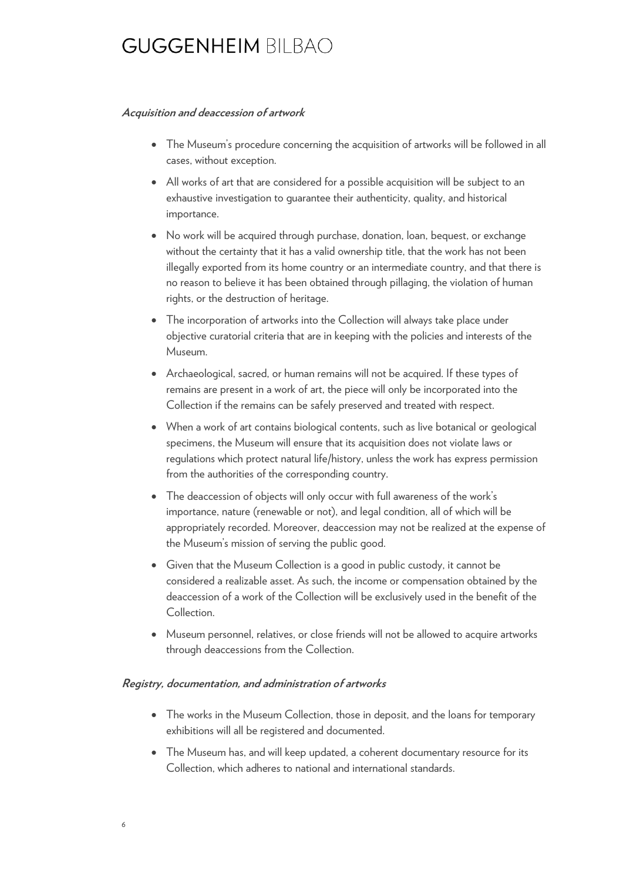***Acquisition and deaccession of artwork***

- The Museum's procedure concerning the acquisition of artworks will be followed in all cases, without exception.
- All works of art that are considered for a possible acquisition will be subject to an exhaustive investigation to guarantee their authenticity, quality, and historical importance.
- No work will be acquired through purchase, donation, loan, bequest, or exchange without the certainty that it has a valid ownership title, that the work has not been illegally exported from its home country or an intermediate country, and that there is no reason to believe it has been obtained through pillaging, the violation of human rights, or the destruction of heritage.
- The incorporation of artworks into the Collection will always take place under objective curatorial criteria that are in keeping with the policies and interests of the Museum.
- Archaeological, sacred, or human remains will not be acquired. If these types of remains are present in a work of art, the piece will only be incorporated into the Collection if the remains can be safely preserved and treated with respect.
- When a work of art contains biological contents, such as live botanical or geological specimens, the Museum will ensure that its acquisition does not violate laws or regulations which protect natural life/history, unless the work has express permission from the authorities of the corresponding country.
- The deaccession of objects will only occur with full awareness of the work's importance, nature (renewable or not), and legal condition, all of which will be appropriately recorded. Moreover, deaccession may not be realized at the expense of the Museum's mission of serving the public good.
- Given that the Museum Collection is a good in public custody, it cannot be considered a realizable asset. As such, the income or compensation obtained by the deaccession of a work of the Collection will be exclusively used in the benefit of the Collection.
- Museum personnel, relatives, or close friends will not be allowed to acquire artworks through deaccessions from the Collection.

***Registry, documentation, and administration of artworks***

- The works in the Museum Collection, those in deposit, and the loans for temporary exhibitions will all be registered and documented.
- The Museum has, and will keep updated, a coherent documentary resource for its Collection, which adheres to national and international standards.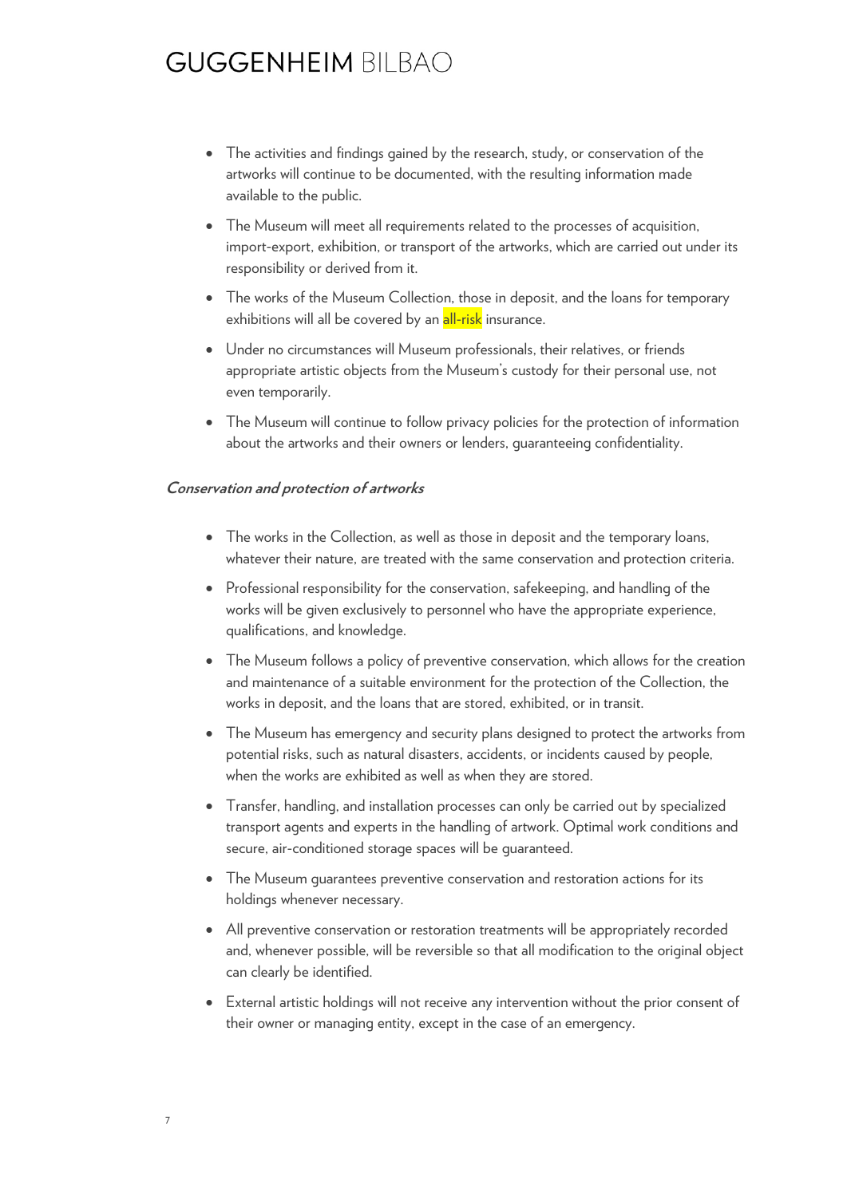- The activities and findings gained by the research, study, or conservation of the artworks will continue to be documented, with the resulting information made available to the public.
- The Museum will meet all requirements related to the processes of acquisition, import-export, exhibition, or transport of the artworks, which are carried out under its responsibility or derived from it.
- The works of the Museum Collection, those in deposit, and the loans for temporary exhibitions will all be covered by an all-risk insurance.
- Under no circumstances will Museum professionals, their relatives, or friends appropriate artistic objects from the Museum's custody for their personal use, not even temporarily.
- The Museum will continue to follow privacy policies for the protection of information about the artworks and their owners or lenders, guaranteeing confidentiality.

***Conservation and protection of artworks***

- The works in the Collection, as well as those in deposit and the temporary loans, whatever their nature, are treated with the same conservation and protection criteria.
- Professional responsibility for the conservation, safekeeping, and handling of the works will be given exclusively to personnel who have the appropriate experience, qualifications, and knowledge.
- The Museum follows a policy of preventive conservation, which allows for the creation and maintenance of a suitable environment for the protection of the Collection, the works in deposit, and the loans that are stored, exhibited, or in transit.
- The Museum has emergency and security plans designed to protect the artworks from potential risks, such as natural disasters, accidents, or incidents caused by people, when the works are exhibited as well as when they are stored.
- Transfer, handling, and installation processes can only be carried out by specialized transport agents and experts in the handling of artwork. Optimal work conditions and secure, air-conditioned storage spaces will be guaranteed.
- The Museum guarantees preventive conservation and restoration actions for its holdings whenever necessary.
- All preventive conservation or restoration treatments will be appropriately recorded and, whenever possible, will be reversible so that all modification to the original object can clearly be identified.
- External artistic holdings will not receive any intervention without the prior consent of their owner or managing entity, except in the case of an emergency.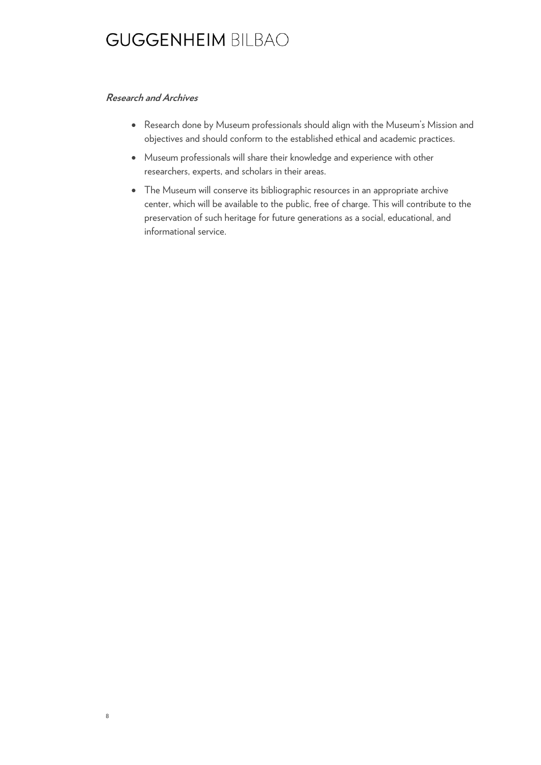***Research and Archives***

- Research done by Museum professionals should align with the Museum's Mission and objectives and should conform to the established ethical and academic practices.
- Museum professionals will share their knowledge and experience with other researchers, experts, and scholars in their areas.
- The Museum will conserve its bibliographic resources in an appropriate archive center, which will be available to the public, free of charge. This will contribute to the preservation of such heritage for future generations as a social, educational, and informational service.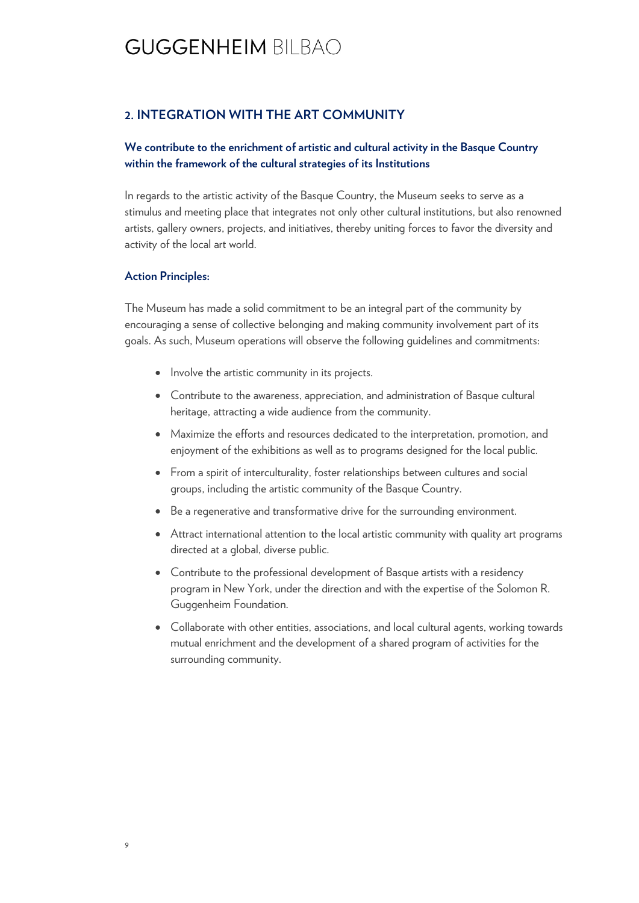## 2. INTEGRATION WITH THE ART COMMUNITY

### We contribute to the enrichment of artistic and cultural activity in the Basque Country within the framework of the cultural strategies of its Institutions

In regards to the artistic activity of the Basque Country, the Museum seeks to serve as a stimulus and meeting place that integrates not only other cultural institutions, but also renowned artists, gallery owners, projects, and initiatives, thereby uniting forces to favor the diversity and activity of the local art world.

### Action Principles:

The Museum has made a solid commitment to be an integral part of the community by encouraging a sense of collective belonging and making community involvement part of its goals. As such, Museum operations will observe the following guidelines and commitments:

- Involve the artistic community in its projects.
- Contribute to the awareness, appreciation, and administration of Basque cultural heritage, attracting a wide audience from the community.
- Maximize the efforts and resources dedicated to the interpretation, promotion, and enjoyment of the exhibitions as well as to programs designed for the local public.
- From a spirit of interculturality, foster relationships between cultures and social groups, including the artistic community of the Basque Country.
- Be a regenerative and transformative drive for the surrounding environment.
- Attract international attention to the local artistic community with quality art programs directed at a global, diverse public.
- Contribute to the professional development of Basque artists with a residency program in New York, under the direction and with the expertise of the Solomon R. Guggenheim Foundation.
- Collaborate with other entities, associations, and local cultural agents, working towards mutual enrichment and the development of a shared program of activities for the surrounding community.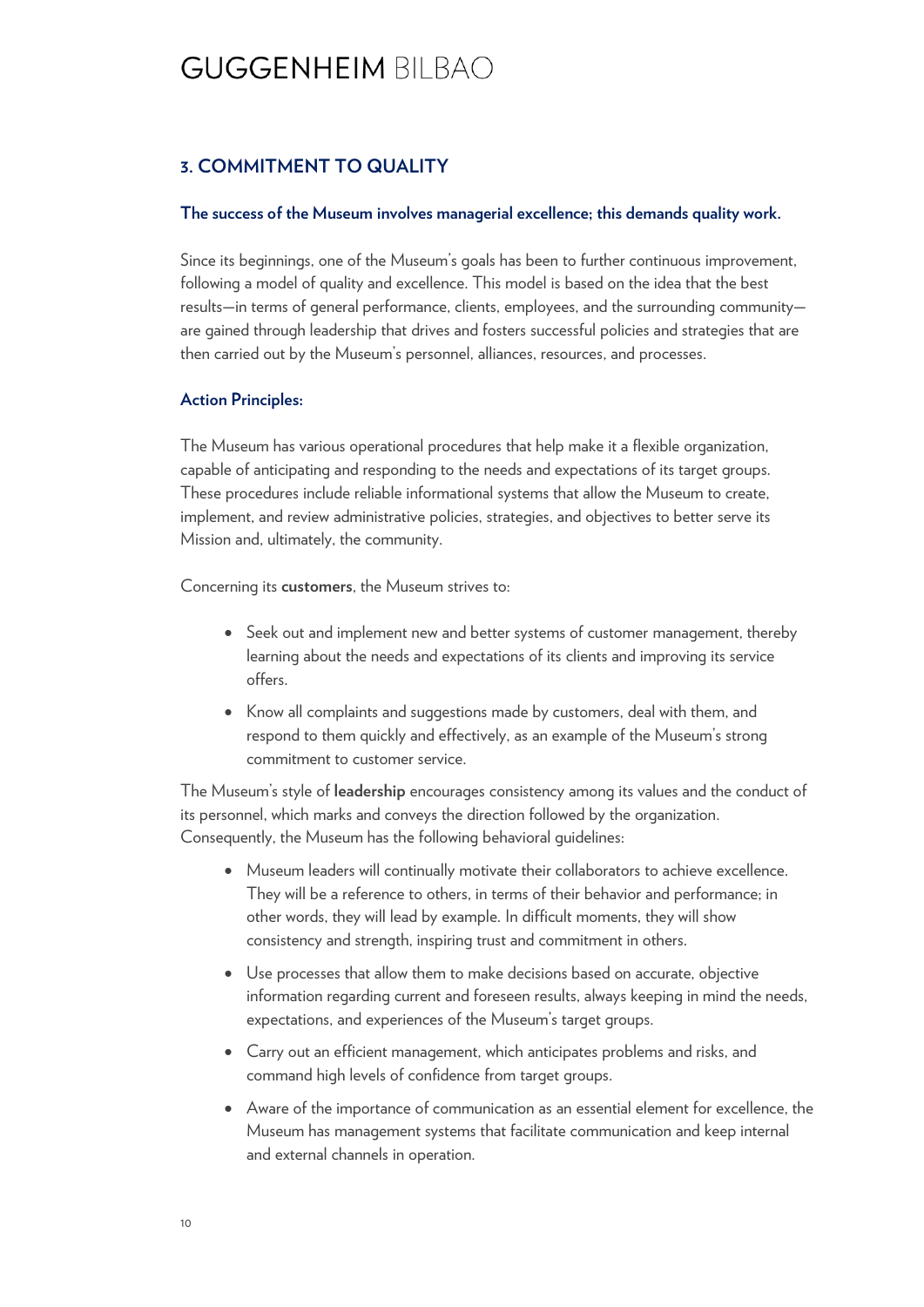## 3. COMMITMENT TO QUALITY

**The success of the Museum involves managerial excellence; this demands quality work.**

Since its beginnings, one of the Museum's goals has been to further continuous improvement, following a model of quality and excellence. This model is based on the idea that the best results—in terms of general performance, clients, employees, and the surrounding community—are gained through leadership that drives and fosters successful policies and strategies that are then carried out by the Museum's personnel, alliances, resources, and processes.

### Action Principles:

The Museum has various operational procedures that help make it a flexible organization, capable of anticipating and responding to the needs and expectations of its target groups. These procedures include reliable informational systems that allow the Museum to create, implement, and review administrative policies, strategies, and objectives to better serve its Mission and, ultimately, the community.

Concerning its **customers**, the Museum strives to:

- Seek out and implement new and better systems of customer management, thereby learning about the needs and expectations of its clients and improving its service offers.
- Know all complaints and suggestions made by customers, deal with them, and respond to them quickly and effectively, as an example of the Museum's strong commitment to customer service.

The Museum's style of **leadership** encourages consistency among its values and the conduct of its personnel, which marks and conveys the direction followed by the organization. Consequently, the Museum has the following behavioral guidelines:

- Museum leaders will continually motivate their collaborators to achieve excellence. They will be a reference to others, in terms of their behavior and performance; in other words, they will lead by example. In difficult moments, they will show consistency and strength, inspiring trust and commitment in others.
- Use processes that allow them to make decisions based on accurate, objective information regarding current and foreseen results, always keeping in mind the needs, expectations, and experiences of the Museum's target groups.
- Carry out an efficient management, which anticipates problems and risks, and command high levels of confidence from target groups.
- Aware of the importance of communication as an essential element for excellence, the Museum has management systems that facilitate communication and keep internal and external channels in operation.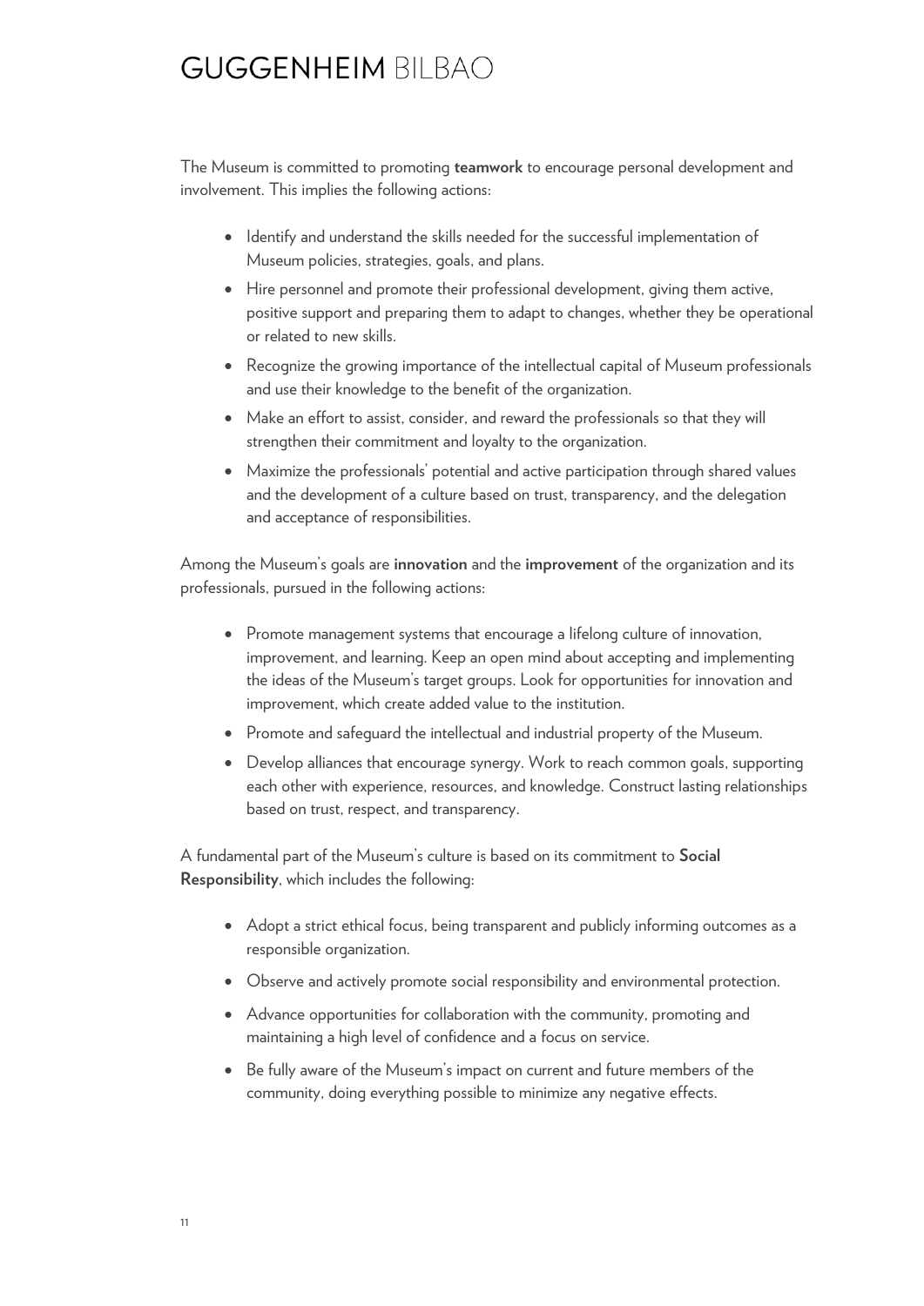The Museum is committed to promoting **teamwork** to encourage personal development and involvement. This implies the following actions:

- Identify and understand the skills needed for the successful implementation of Museum policies, strategies, goals, and plans.
- Hire personnel and promote their professional development, giving them active, positive support and preparing them to adapt to changes, whether they be operational or related to new skills.
- Recognize the growing importance of the intellectual capital of Museum professionals and use their knowledge to the benefit of the organization.
- Make an effort to assist, consider, and reward the professionals so that they will strengthen their commitment and loyalty to the organization.
- Maximize the professionals' potential and active participation through shared values and the development of a culture based on trust, transparency, and the delegation and acceptance of responsibilities.

Among the Museum's goals are **innovation** and the **improvement** of the organization and its professionals, pursued in the following actions:

- Promote management systems that encourage a lifelong culture of innovation, improvement, and learning. Keep an open mind about accepting and implementing the ideas of the Museum's target groups. Look for opportunities for innovation and improvement, which create added value to the institution.
- Promote and safeguard the intellectual and industrial property of the Museum.
- Develop alliances that encourage synergy. Work to reach common goals, supporting each other with experience, resources, and knowledge. Construct lasting relationships based on trust, respect, and transparency.

A fundamental part of the Museum's culture is based on its commitment to **Social Responsibility**, which includes the following:

- Adopt a strict ethical focus, being transparent and publicly informing outcomes as a responsible organization.
- Observe and actively promote social responsibility and environmental protection.
- Advance opportunities for collaboration with the community, promoting and maintaining a high level of confidence and a focus on service.
- Be fully aware of the Museum's impact on current and future members of the community, doing everything possible to minimize any negative effects.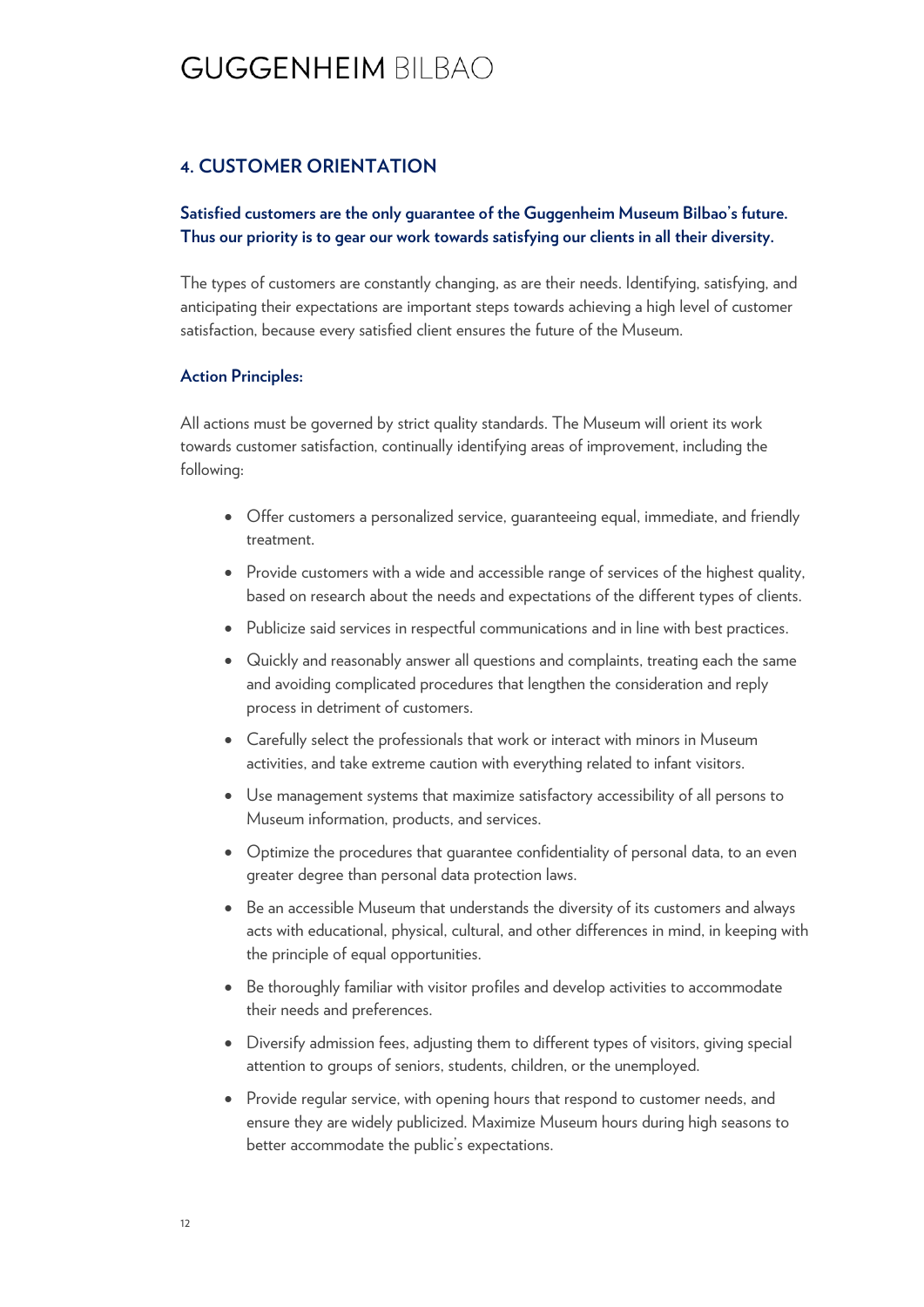## 4. CUSTOMER ORIENTATION

**Satisfied customers are the only guarantee of the Guggenheim Museum Bilbao's future. Thus our priority is to gear our work towards satisfying our clients in all their diversity.**

The types of customers are constantly changing, as are their needs. Identifying, satisfying, and anticipating their expectations are important steps towards achieving a high level of customer satisfaction, because every satisfied client ensures the future of the Museum.

### Action Principles:

All actions must be governed by strict quality standards. The Museum will orient its work towards customer satisfaction, continually identifying areas of improvement, including the following:

- Offer customers a personalized service, guaranteeing equal, immediate, and friendly treatment.
- Provide customers with a wide and accessible range of services of the highest quality, based on research about the needs and expectations of the different types of clients.
- Publicize said services in respectful communications and in line with best practices.
- Quickly and reasonably answer all questions and complaints, treating each the same and avoiding complicated procedures that lengthen the consideration and reply process in detriment of customers.
- Carefully select the professionals that work or interact with minors in Museum activities, and take extreme caution with everything related to infant visitors.
- Use management systems that maximize satisfactory accessibility of all persons to Museum information, products, and services.
- Optimize the procedures that guarantee confidentiality of personal data, to an even greater degree than personal data protection laws.
- Be an accessible Museum that understands the diversity of its customers and always acts with educational, physical, cultural, and other differences in mind, in keeping with the principle of equal opportunities.
- Be thoroughly familiar with visitor profiles and develop activities to accommodate their needs and preferences.
- Diversify admission fees, adjusting them to different types of visitors, giving special attention to groups of seniors, students, children, or the unemployed.
- Provide regular service, with opening hours that respond to customer needs, and ensure they are widely publicized. Maximize Museum hours during high seasons to better accommodate the public's expectations.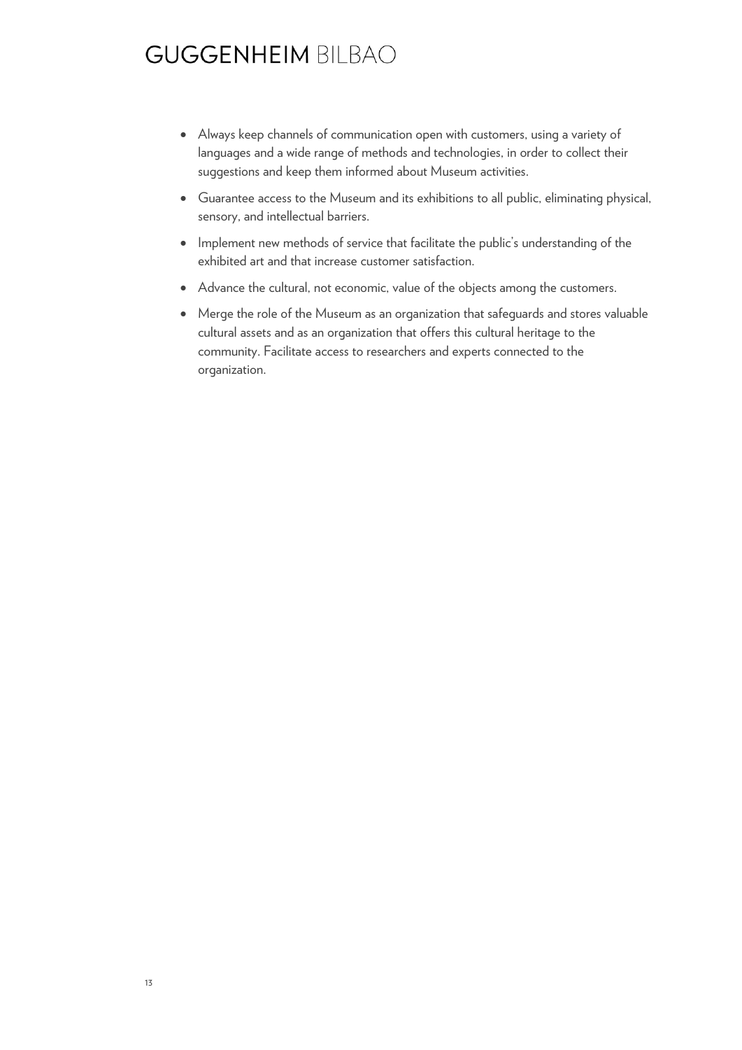- Always keep channels of communication open with customers, using a variety of languages and a wide range of methods and technologies, in order to collect their suggestions and keep them informed about Museum activities.
- Guarantee access to the Museum and its exhibitions to all public, eliminating physical, sensory, and intellectual barriers.
- Implement new methods of service that facilitate the public's understanding of the exhibited art and that increase customer satisfaction.
- Advance the cultural, not economic, value of the objects among the customers.
- Merge the role of the Museum as an organization that safeguards and stores valuable cultural assets and as an organization that offers this cultural heritage to the community. Facilitate access to researchers and experts connected to the organization.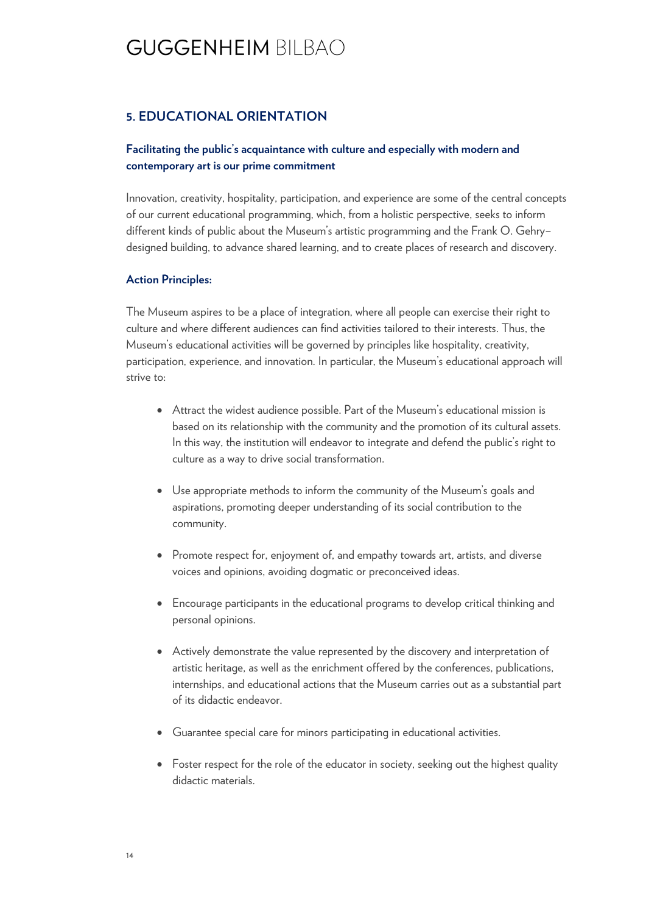## 5. EDUCATIONAL ORIENTATION

### Facilitating the public's acquaintance with culture and especially with modern and contemporary art is our prime commitment

Innovation, creativity, hospitality, participation, and experience are some of the central concepts of our current educational programming, which, from a holistic perspective, seeks to inform different kinds of public about the Museum's artistic programming and the Frank O. Gehry–designed building, to advance shared learning, and to create places of research and discovery.

### Action Principles:

The Museum aspires to be a place of integration, where all people can exercise their right to culture and where different audiences can find activities tailored to their interests. Thus, the Museum's educational activities will be governed by principles like hospitality, creativity, participation, experience, and innovation. In particular, the Museum's educational approach will strive to:

- Attract the widest audience possible. Part of the Museum's educational mission is based on its relationship with the community and the promotion of its cultural assets. In this way, the institution will endeavor to integrate and defend the public's right to culture as a way to drive social transformation.

- Use appropriate methods to inform the community of the Museum's goals and aspirations, promoting deeper understanding of its social contribution to the community.

- Promote respect for, enjoyment of, and empathy towards art, artists, and diverse voices and opinions, avoiding dogmatic or preconceived ideas.

- Encourage participants in the educational programs to develop critical thinking and personal opinions.

- Actively demonstrate the value represented by the discovery and interpretation of artistic heritage, as well as the enrichment offered by the conferences, publications, internships, and educational actions that the Museum carries out as a substantial part of its didactic endeavor.

- Guarantee special care for minors participating in educational activities.

- Foster respect for the role of the educator in society, seeking out the highest quality didactic materials.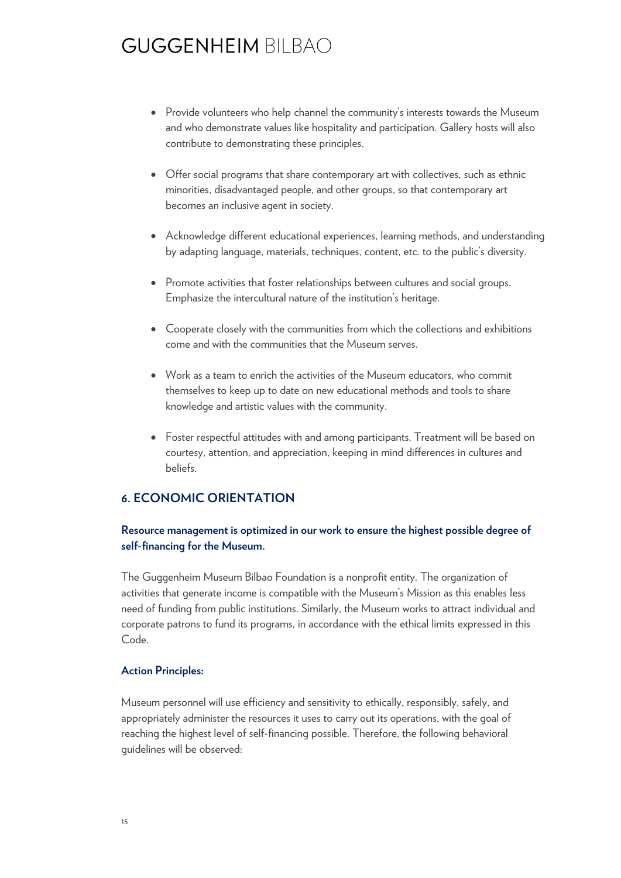- Provide volunteers who help channel the community's interests towards the Museum and who demonstrate values like hospitality and participation. Gallery hosts will also contribute to demonstrating these principles.

- Offer social programs that share contemporary art with collectives, such as ethnic minorities, disadvantaged people, and other groups, so that contemporary art becomes an inclusive agent in society.

- Acknowledge different educational experiences, learning methods, and understanding by adapting language, materials, techniques, content, etc. to the public's diversity.

- Promote activities that foster relationships between cultures and social groups. Emphasize the intercultural nature of the institution's heritage.

- Cooperate closely with the communities from which the collections and exhibitions come and with the communities that the Museum serves.

- Work as a team to enrich the activities of the Museum educators, who commit themselves to keep up to date on new educational methods and tools to share knowledge and artistic values with the community.

- Foster respectful attitudes with and among participants. Treatment will be based on courtesy, attention, and appreciation, keeping in mind differences in cultures and beliefs.

## 6. ECONOMIC ORIENTATION

**Resource management is optimized in our work to ensure the highest possible degree of self-financing for the Museum.**

The Guggenheim Museum Bilbao Foundation is a nonprofit entity. The organization of activities that generate income is compatible with the Museum's Mission as this enables less need of funding from public institutions. Similarly, the Museum works to attract individual and corporate patrons to fund its programs, in accordance with the ethical limits expressed in this Code.

**Action Principles:**

Museum personnel will use efficiency and sensitivity to ethically, responsibly, safely, and appropriately administer the resources it uses to carry out its operations, with the goal of reaching the highest level of self-financing possible. Therefore, the following behavioral guidelines will be observed: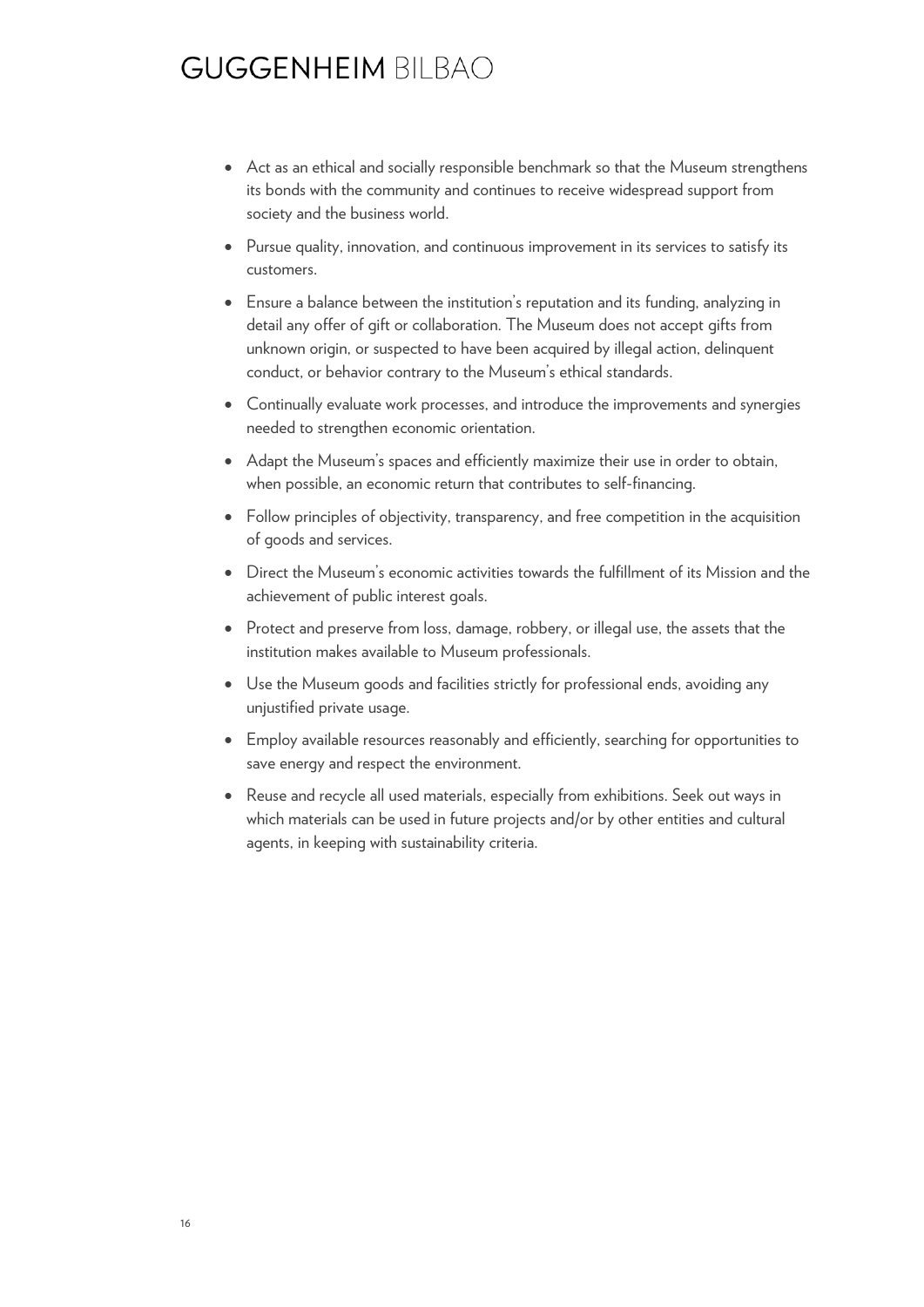- Act as an ethical and socially responsible benchmark so that the Museum strengthens its bonds with the community and continues to receive widespread support from society and the business world.
- Pursue quality, innovation, and continuous improvement in its services to satisfy its customers.
- Ensure a balance between the institution's reputation and its funding, analyzing in detail any offer of gift or collaboration. The Museum does not accept gifts from unknown origin, or suspected to have been acquired by illegal action, delinquent conduct, or behavior contrary to the Museum's ethical standards.
- Continually evaluate work processes, and introduce the improvements and synergies needed to strengthen economic orientation.
- Adapt the Museum's spaces and efficiently maximize their use in order to obtain, when possible, an economic return that contributes to self-financing.
- Follow principles of objectivity, transparency, and free competition in the acquisition of goods and services.
- Direct the Museum's economic activities towards the fulfillment of its Mission and the achievement of public interest goals.
- Protect and preserve from loss, damage, robbery, or illegal use, the assets that the institution makes available to Museum professionals.
- Use the Museum goods and facilities strictly for professional ends, avoiding any unjustified private usage.
- Employ available resources reasonably and efficiently, searching for opportunities to save energy and respect the environment.
- Reuse and recycle all used materials, especially from exhibitions. Seek out ways in which materials can be used in future projects and/or by other entities and cultural agents, in keeping with sustainability criteria.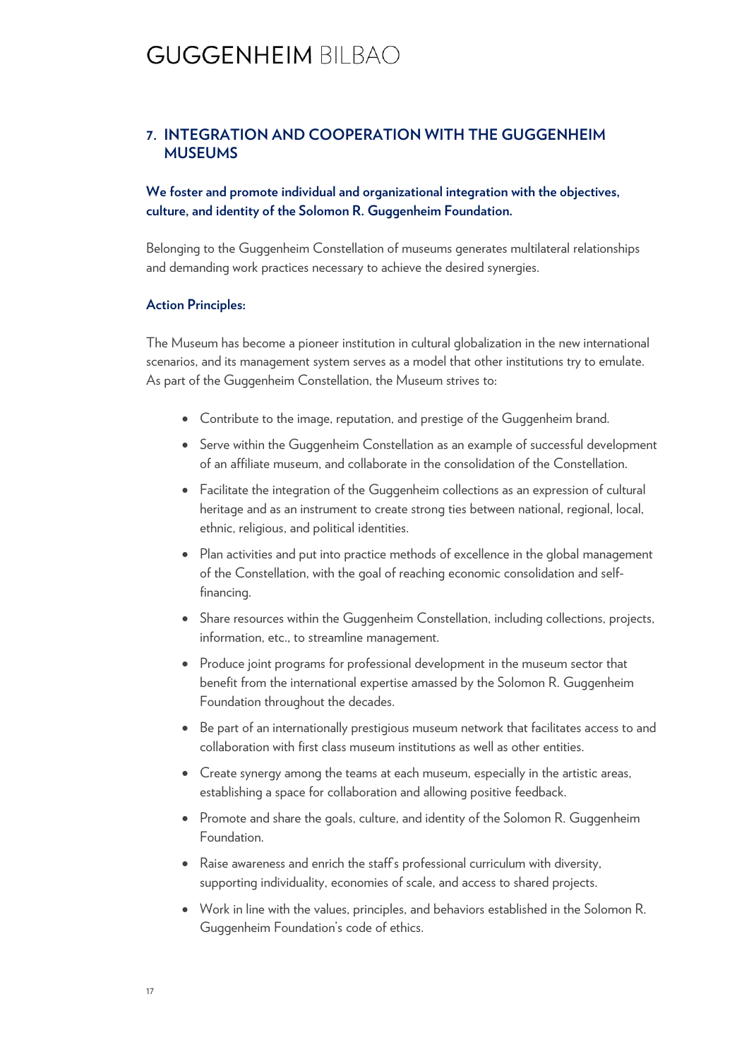## 7. INTEGRATION AND COOPERATION WITH THE GUGGENHEIM MUSEUMS

**We foster and promote individual and organizational integration with the objectives, culture, and identity of the Solomon R. Guggenheim Foundation.**

Belonging to the Guggenheim Constellation of museums generates multilateral relationships and demanding work practices necessary to achieve the desired synergies.

**Action Principles:**

The Museum has become a pioneer institution in cultural globalization in the new international scenarios, and its management system serves as a model that other institutions try to emulate. As part of the Guggenheim Constellation, the Museum strives to:

- Contribute to the image, reputation, and prestige of the Guggenheim brand.
- Serve within the Guggenheim Constellation as an example of successful development of an affiliate museum, and collaborate in the consolidation of the Constellation.
- Facilitate the integration of the Guggenheim collections as an expression of cultural heritage and as an instrument to create strong ties between national, regional, local, ethnic, religious, and political identities.
- Plan activities and put into practice methods of excellence in the global management of the Constellation, with the goal of reaching economic consolidation and self-financing.
- Share resources within the Guggenheim Constellation, including collections, projects, information, etc., to streamline management.
- Produce joint programs for professional development in the museum sector that benefit from the international expertise amassed by the Solomon R. Guggenheim Foundation throughout the decades.
- Be part of an internationally prestigious museum network that facilitates access to and collaboration with first class museum institutions as well as other entities.
- Create synergy among the teams at each museum, especially in the artistic areas, establishing a space for collaboration and allowing positive feedback.
- Promote and share the goals, culture, and identity of the Solomon R. Guggenheim Foundation.
- Raise awareness and enrich the staff's professional curriculum with diversity, supporting individuality, economies of scale, and access to shared projects.
- Work in line with the values, principles, and behaviors established in the Solomon R. Guggenheim Foundation's code of ethics.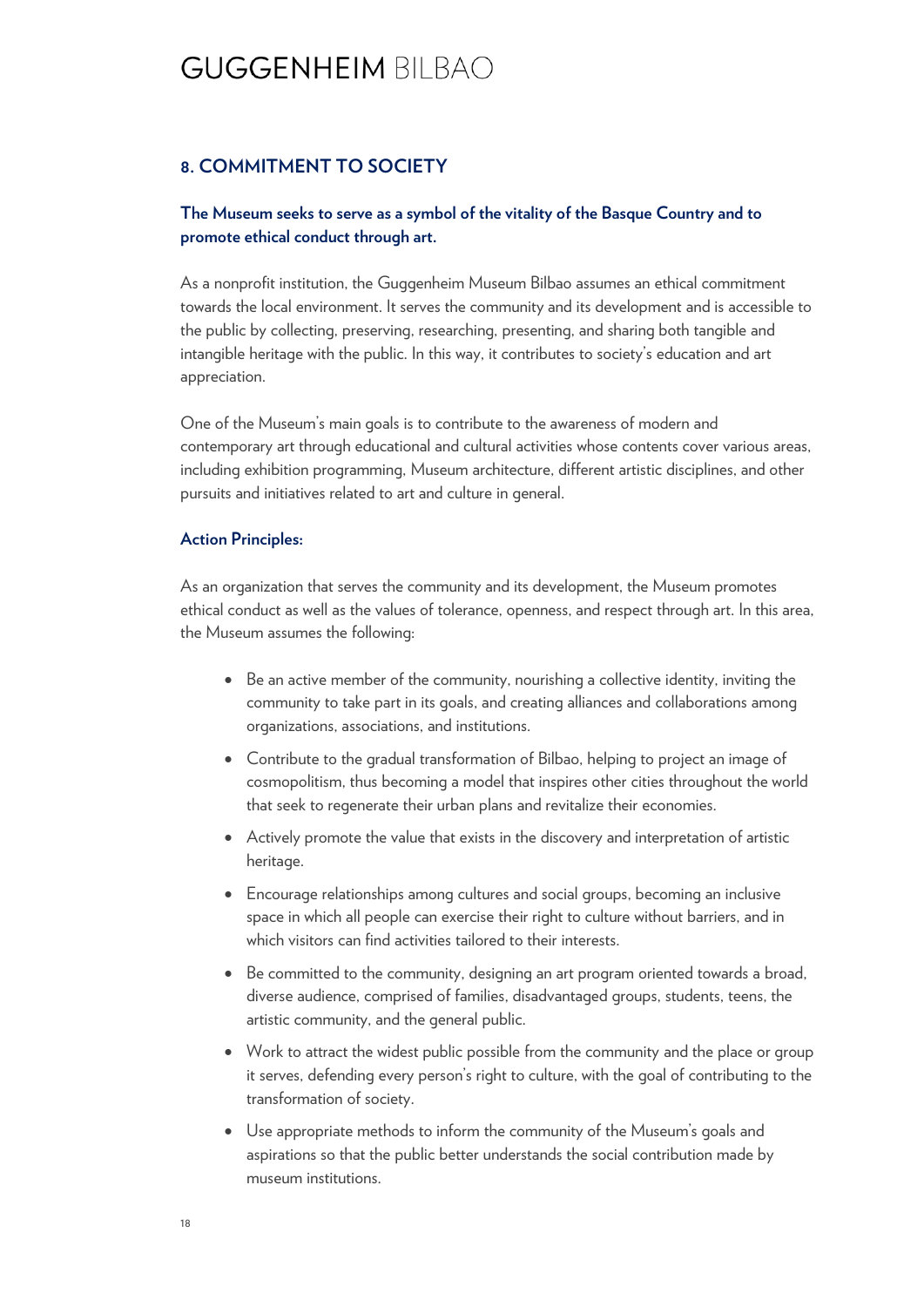## 8. COMMITMENT TO SOCIETY

### The Museum seeks to serve as a symbol of the vitality of the Basque Country and to promote ethical conduct through art.

As a nonprofit institution, the Guggenheim Museum Bilbao assumes an ethical commitment towards the local environment. It serves the community and its development and is accessible to the public by collecting, preserving, researching, presenting, and sharing both tangible and intangible heritage with the public. In this way, it contributes to society's education and art appreciation.

One of the Museum's main goals is to contribute to the awareness of modern and contemporary art through educational and cultural activities whose contents cover various areas, including exhibition programming, Museum architecture, different artistic disciplines, and other pursuits and initiatives related to art and culture in general.

### Action Principles:

As an organization that serves the community and its development, the Museum promotes ethical conduct as well as the values of tolerance, openness, and respect through art. In this area, the Museum assumes the following:

- Be an active member of the community, nourishing a collective identity, inviting the community to take part in its goals, and creating alliances and collaborations among organizations, associations, and institutions.
- Contribute to the gradual transformation of Bilbao, helping to project an image of cosmopolitism, thus becoming a model that inspires other cities throughout the world that seek to regenerate their urban plans and revitalize their economies.
- Actively promote the value that exists in the discovery and interpretation of artistic heritage.
- Encourage relationships among cultures and social groups, becoming an inclusive space in which all people can exercise their right to culture without barriers, and in which visitors can find activities tailored to their interests.
- Be committed to the community, designing an art program oriented towards a broad, diverse audience, comprised of families, disadvantaged groups, students, teens, the artistic community, and the general public.
- Work to attract the widest public possible from the community and the place or group it serves, defending every person's right to culture, with the goal of contributing to the transformation of society.
- Use appropriate methods to inform the community of the Museum's goals and aspirations so that the public better understands the social contribution made by museum institutions.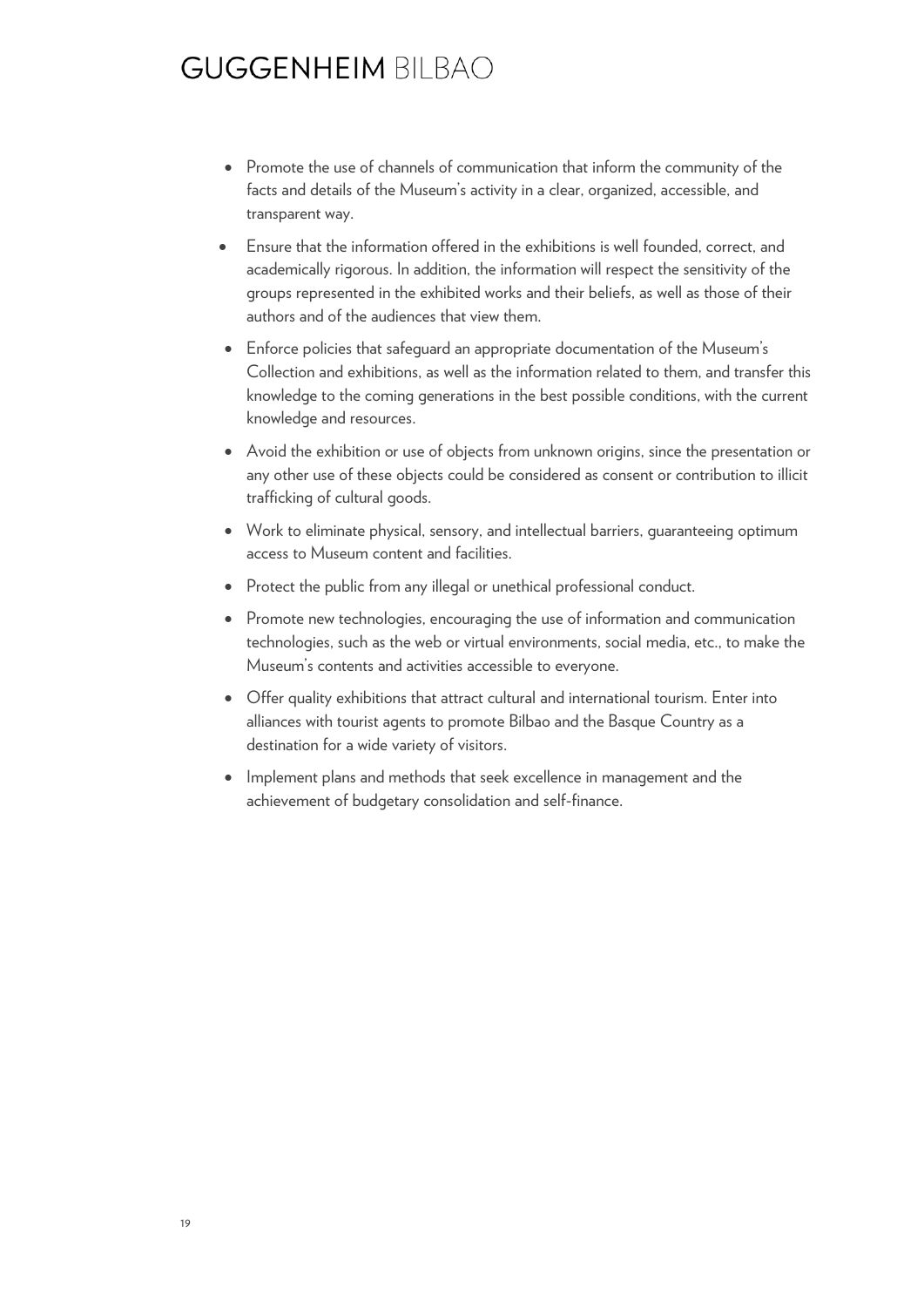- Promote the use of channels of communication that inform the community of the facts and details of the Museum's activity in a clear, organized, accessible, and transparent way.
- Ensure that the information offered in the exhibitions is well founded, correct, and academically rigorous. In addition, the information will respect the sensitivity of the groups represented in the exhibited works and their beliefs, as well as those of their authors and of the audiences that view them.
- Enforce policies that safeguard an appropriate documentation of the Museum's Collection and exhibitions, as well as the information related to them, and transfer this knowledge to the coming generations in the best possible conditions, with the current knowledge and resources.
- Avoid the exhibition or use of objects from unknown origins, since the presentation or any other use of these objects could be considered as consent or contribution to illicit trafficking of cultural goods.
- Work to eliminate physical, sensory, and intellectual barriers, guaranteeing optimum access to Museum content and facilities.
- Protect the public from any illegal or unethical professional conduct.
- Promote new technologies, encouraging the use of information and communication technologies, such as the web or virtual environments, social media, etc., to make the Museum's contents and activities accessible to everyone.
- Offer quality exhibitions that attract cultural and international tourism. Enter into alliances with tourist agents to promote Bilbao and the Basque Country as a destination for a wide variety of visitors.
- Implement plans and methods that seek excellence in management and the achievement of budgetary consolidation and self-finance.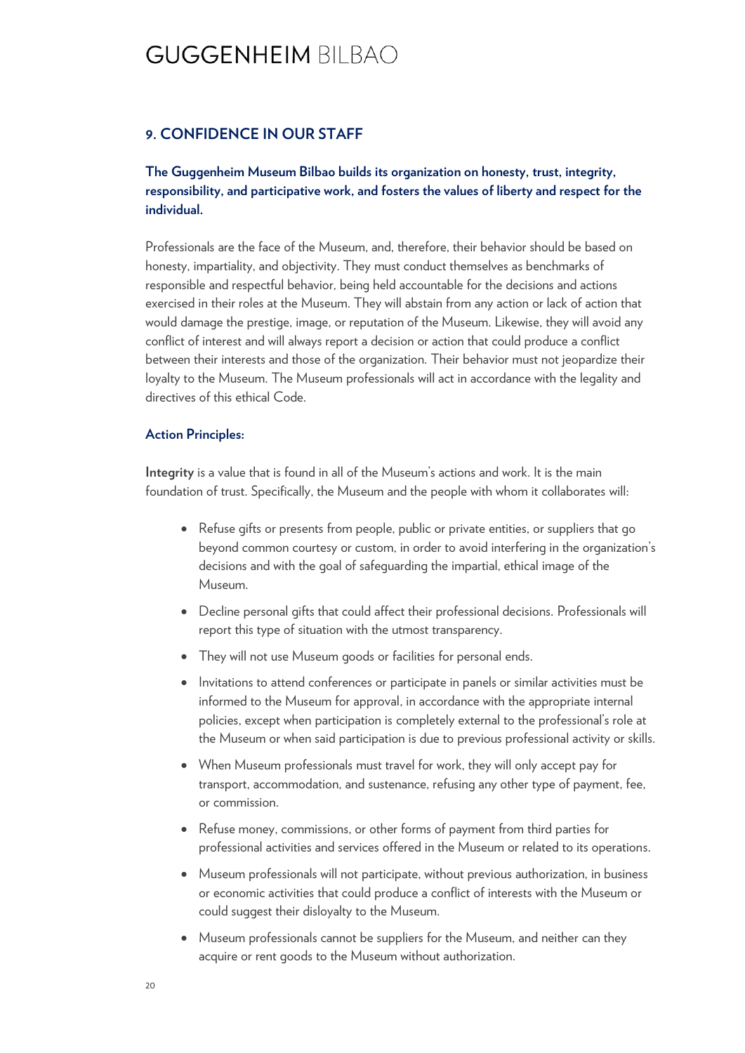## 9. CONFIDENCE IN OUR STAFF

**The Guggenheim Museum Bilbao builds its organization on honesty, trust, integrity, responsibility, and participative work, and fosters the values of liberty and respect for the individual.**

Professionals are the face of the Museum, and, therefore, their behavior should be based on honesty, impartiality, and objectivity. They must conduct themselves as benchmarks of responsible and respectful behavior, being held accountable for the decisions and actions exercised in their roles at the Museum. They will abstain from any action or lack of action that would damage the prestige, image, or reputation of the Museum. Likewise, they will avoid any conflict of interest and will always report a decision or action that could produce a conflict between their interests and those of the organization. Their behavior must not jeopardize their loyalty to the Museum. The Museum professionals will act in accordance with the legality and directives of this ethical Code.

### Action Principles:

**Integrity** is a value that is found in all of the Museum's actions and work. It is the main foundation of trust. Specifically, the Museum and the people with whom it collaborates will:

- Refuse gifts or presents from people, public or private entities, or suppliers that go beyond common courtesy or custom, in order to avoid interfering in the organization's decisions and with the goal of safeguarding the impartial, ethical image of the Museum.
- Decline personal gifts that could affect their professional decisions. Professionals will report this type of situation with the utmost transparency.
- They will not use Museum goods or facilities for personal ends.
- Invitations to attend conferences or participate in panels or similar activities must be informed to the Museum for approval, in accordance with the appropriate internal policies, except when participation is completely external to the professional's role at the Museum or when said participation is due to previous professional activity or skills.
- When Museum professionals must travel for work, they will only accept pay for transport, accommodation, and sustenance, refusing any other type of payment, fee, or commission.
- Refuse money, commissions, or other forms of payment from third parties for professional activities and services offered in the Museum or related to its operations.
- Museum professionals will not participate, without previous authorization, in business or economic activities that could produce a conflict of interests with the Museum or could suggest their disloyalty to the Museum.
- Museum professionals cannot be suppliers for the Museum, and neither can they acquire or rent goods to the Museum without authorization.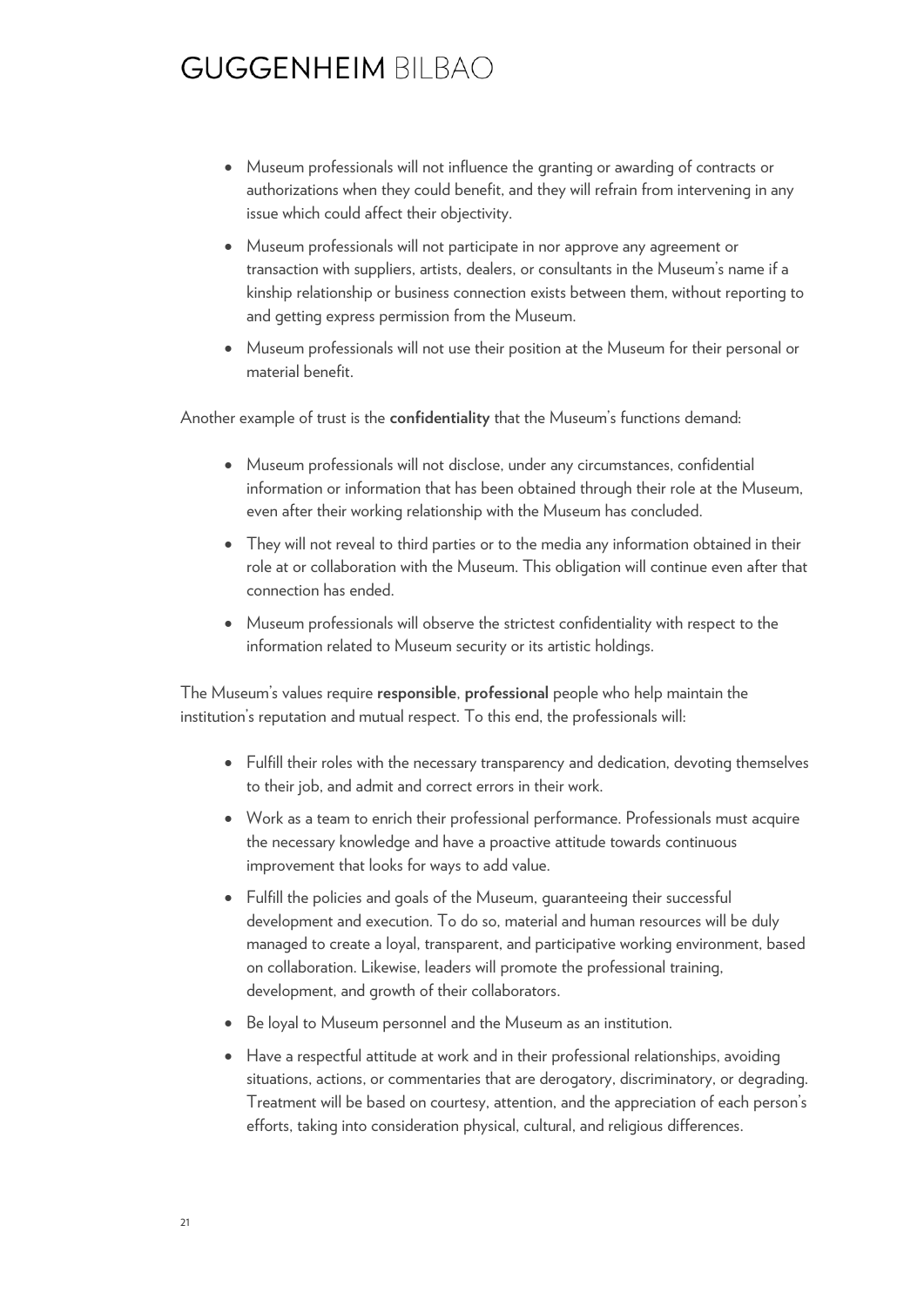- Museum professionals will not influence the granting or awarding of contracts or authorizations when they could benefit, and they will refrain from intervening in any issue which could affect their objectivity.
- Museum professionals will not participate in nor approve any agreement or transaction with suppliers, artists, dealers, or consultants in the Museum's name if a kinship relationship or business connection exists between them, without reporting to and getting express permission from the Museum.
- Museum professionals will not use their position at the Museum for their personal or material benefit.

Another example of trust is the **confidentiality** that the Museum's functions demand:

- Museum professionals will not disclose, under any circumstances, confidential information or information that has been obtained through their role at the Museum, even after their working relationship with the Museum has concluded.
- They will not reveal to third parties or to the media any information obtained in their role at or collaboration with the Museum. This obligation will continue even after that connection has ended.
- Museum professionals will observe the strictest confidentiality with respect to the information related to Museum security or its artistic holdings.

The Museum's values require **responsible**, **professional** people who help maintain the institution's reputation and mutual respect. To this end, the professionals will:

- Fulfill their roles with the necessary transparency and dedication, devoting themselves to their job, and admit and correct errors in their work.
- Work as a team to enrich their professional performance. Professionals must acquire the necessary knowledge and have a proactive attitude towards continuous improvement that looks for ways to add value.
- Fulfill the policies and goals of the Museum, guaranteeing their successful development and execution. To do so, material and human resources will be duly managed to create a loyal, transparent, and participative working environment, based on collaboration. Likewise, leaders will promote the professional training, development, and growth of their collaborators.
- Be loyal to Museum personnel and the Museum as an institution.
- Have a respectful attitude at work and in their professional relationships, avoiding situations, actions, or commentaries that are derogatory, discriminatory, or degrading. Treatment will be based on courtesy, attention, and the appreciation of each person's efforts, taking into consideration physical, cultural, and religious differences.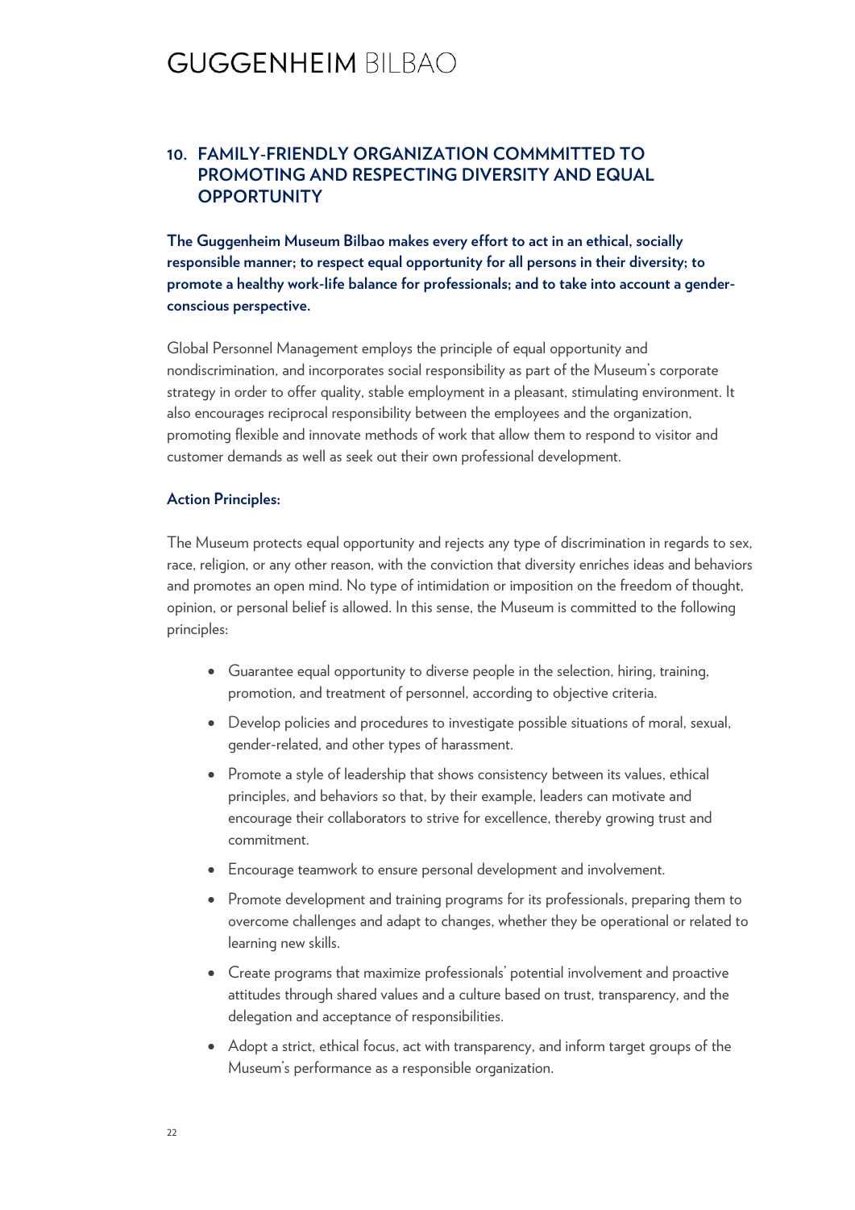## 10. FAMILY-FRIENDLY ORGANIZATION COMMMITTED TO PROMOTING AND RESPECTING DIVERSITY AND EQUAL OPPORTUNITY

**The Guggenheim Museum Bilbao makes every effort to act in an ethical, socially responsible manner; to respect equal opportunity for all persons in their diversity; to promote a healthy work-life balance for professionals; and to take into account a gender-conscious perspective.**

Global Personnel Management employs the principle of equal opportunity and nondiscrimination, and incorporates social responsibility as part of the Museum's corporate strategy in order to offer quality, stable employment in a pleasant, stimulating environment. It also encourages reciprocal responsibility between the employees and the organization, promoting flexible and innovate methods of work that allow them to respond to visitor and customer demands as well as seek out their own professional development.

### Action Principles:

The Museum protects equal opportunity and rejects any type of discrimination in regards to sex, race, religion, or any other reason, with the conviction that diversity enriches ideas and behaviors and promotes an open mind. No type of intimidation or imposition on the freedom of thought, opinion, or personal belief is allowed. In this sense, the Museum is committed to the following principles:

- Guarantee equal opportunity to diverse people in the selection, hiring, training, promotion, and treatment of personnel, according to objective criteria.
- Develop policies and procedures to investigate possible situations of moral, sexual, gender-related, and other types of harassment.
- Promote a style of leadership that shows consistency between its values, ethical principles, and behaviors so that, by their example, leaders can motivate and encourage their collaborators to strive for excellence, thereby growing trust and commitment.
- Encourage teamwork to ensure personal development and involvement.
- Promote development and training programs for its professionals, preparing them to overcome challenges and adapt to changes, whether they be operational or related to learning new skills.
- Create programs that maximize professionals' potential involvement and proactive attitudes through shared values and a culture based on trust, transparency, and the delegation and acceptance of responsibilities.
- Adopt a strict, ethical focus, act with transparency, and inform target groups of the Museum's performance as a responsible organization.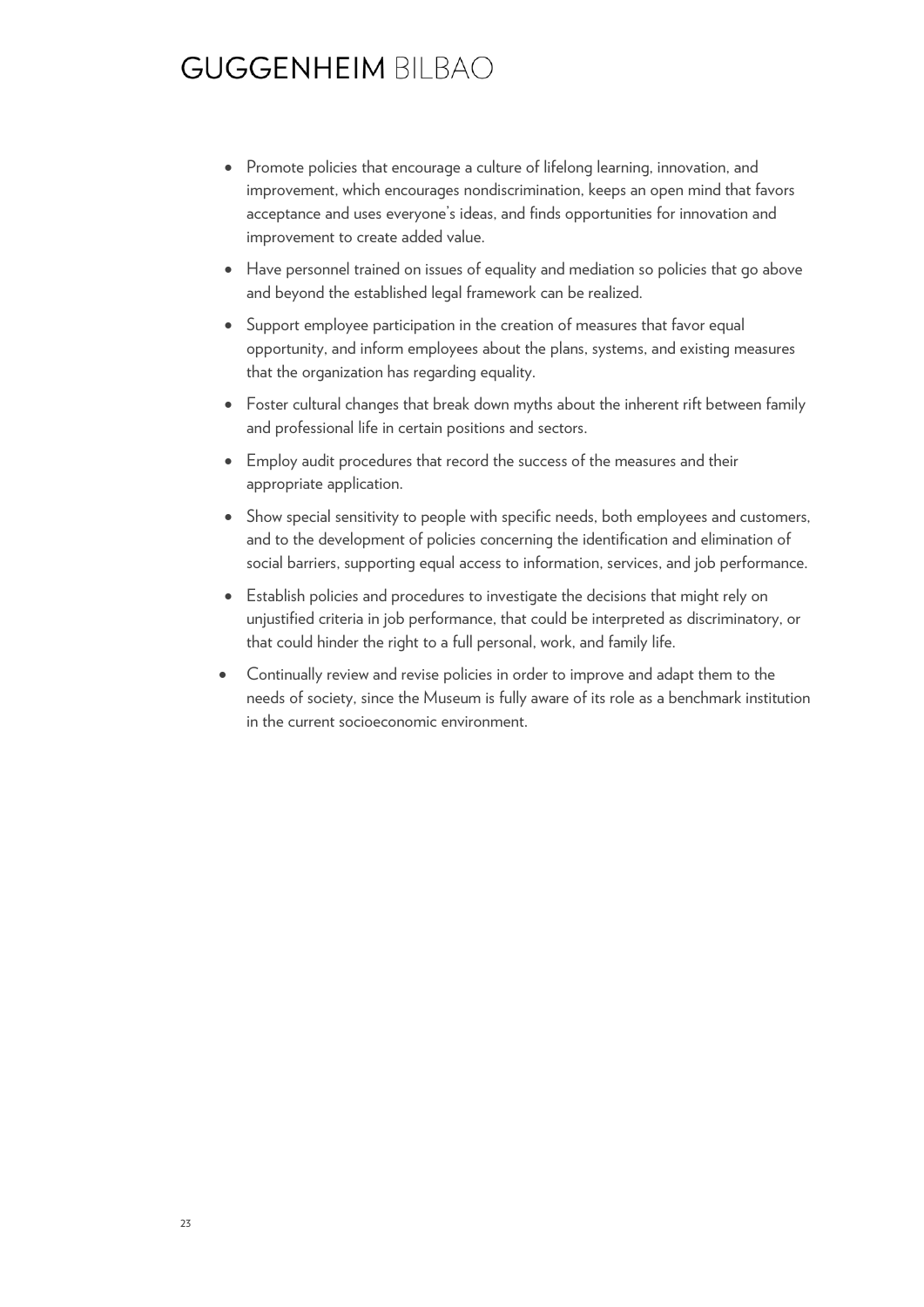- Promote policies that encourage a culture of lifelong learning, innovation, and improvement, which encourages nondiscrimination, keeps an open mind that favors acceptance and uses everyone's ideas, and finds opportunities for innovation and improvement to create added value.
- Have personnel trained on issues of equality and mediation so policies that go above and beyond the established legal framework can be realized.
- Support employee participation in the creation of measures that favor equal opportunity, and inform employees about the plans, systems, and existing measures that the organization has regarding equality.
- Foster cultural changes that break down myths about the inherent rift between family and professional life in certain positions and sectors.
- Employ audit procedures that record the success of the measures and their appropriate application.
- Show special sensitivity to people with specific needs, both employees and customers, and to the development of policies concerning the identification and elimination of social barriers, supporting equal access to information, services, and job performance.
- Establish policies and procedures to investigate the decisions that might rely on unjustified criteria in job performance, that could be interpreted as discriminatory, or that could hinder the right to a full personal, work, and family life.
- Continually review and revise policies in order to improve and adapt them to the needs of society, since the Museum is fully aware of its role as a benchmark institution in the current socioeconomic environment.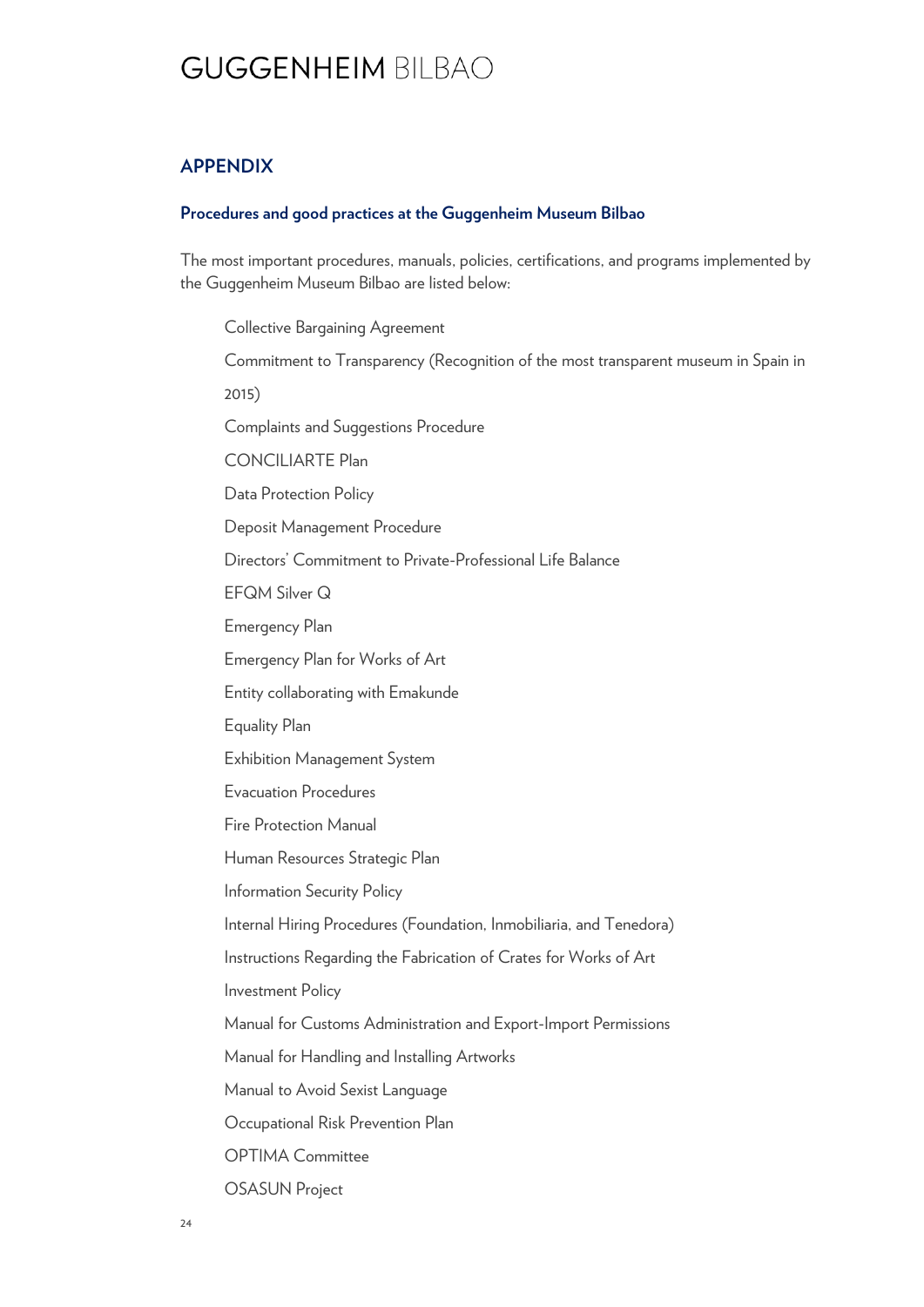## APPENDIX

### Procedures and good practices at the Guggenheim Museum Bilbao

The most important procedures, manuals, policies, certifications, and programs implemented by the Guggenheim Museum Bilbao are listed below:

- Collective Bargaining Agreement
- Commitment to Transparency (Recognition of the most transparent museum in Spain in 2015)
- Complaints and Suggestions Procedure
- CONCILIARTE Plan
- Data Protection Policy
- Deposit Management Procedure
- Directors' Commitment to Private-Professional Life Balance
- EFQM Silver Q
- Emergency Plan
- Emergency Plan for Works of Art
- Entity collaborating with Emakunde
- Equality Plan
- Exhibition Management System
- Evacuation Procedures
- Fire Protection Manual
- Human Resources Strategic Plan
- Information Security Policy
- Internal Hiring Procedures (Foundation, Inmobiliaria, and Tenedora)
- Instructions Regarding the Fabrication of Crates for Works of Art
- Investment Policy
- Manual for Customs Administration and Export-Import Permissions
- Manual for Handling and Installing Artworks
- Manual to Avoid Sexist Language
- Occupational Risk Prevention Plan
- OPTIMA Committee
- OSASUN Project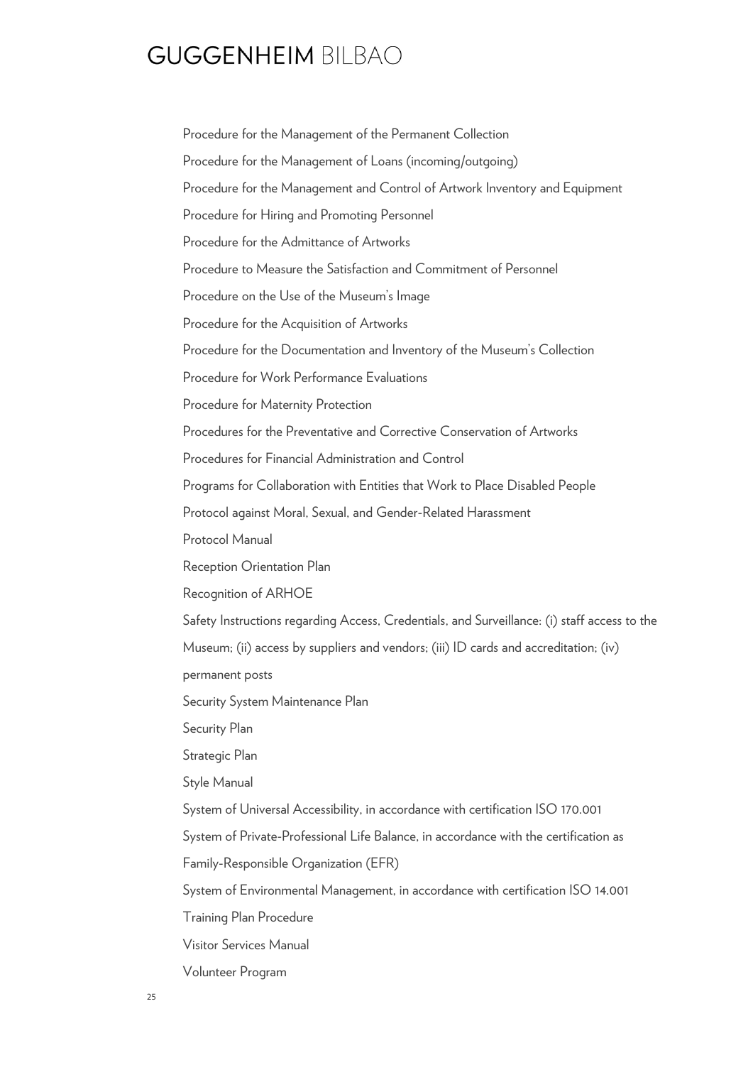Procedure for the Management of the Permanent Collection

Procedure for the Management of Loans (incoming/outgoing)

Procedure for the Management and Control of Artwork Inventory and Equipment

Procedure for Hiring and Promoting Personnel

Procedure for the Admittance of Artworks

Procedure to Measure the Satisfaction and Commitment of Personnel

Procedure on the Use of the Museum's Image

Procedure for the Acquisition of Artworks

Procedure for the Documentation and Inventory of the Museum's Collection

Procedure for Work Performance Evaluations

Procedure for Maternity Protection

Procedures for the Preventative and Corrective Conservation of Artworks

Procedures for Financial Administration and Control

Programs for Collaboration with Entities that Work to Place Disabled People

Protocol against Moral, Sexual, and Gender-Related Harassment

Protocol Manual

Reception Orientation Plan

Recognition of ARHOE

Safety Instructions regarding Access, Credentials, and Surveillance: (i) staff access to the Museum; (ii) access by suppliers and vendors; (iii) ID cards and accreditation; (iv) permanent posts

Security System Maintenance Plan

Security Plan

Strategic Plan

Style Manual

System of Universal Accessibility, in accordance with certification ISO 170.001

System of Private-Professional Life Balance, in accordance with the certification as Family-Responsible Organization (EFR)

System of Environmental Management, in accordance with certification ISO 14.001

Training Plan Procedure

Visitor Services Manual

Volunteer Program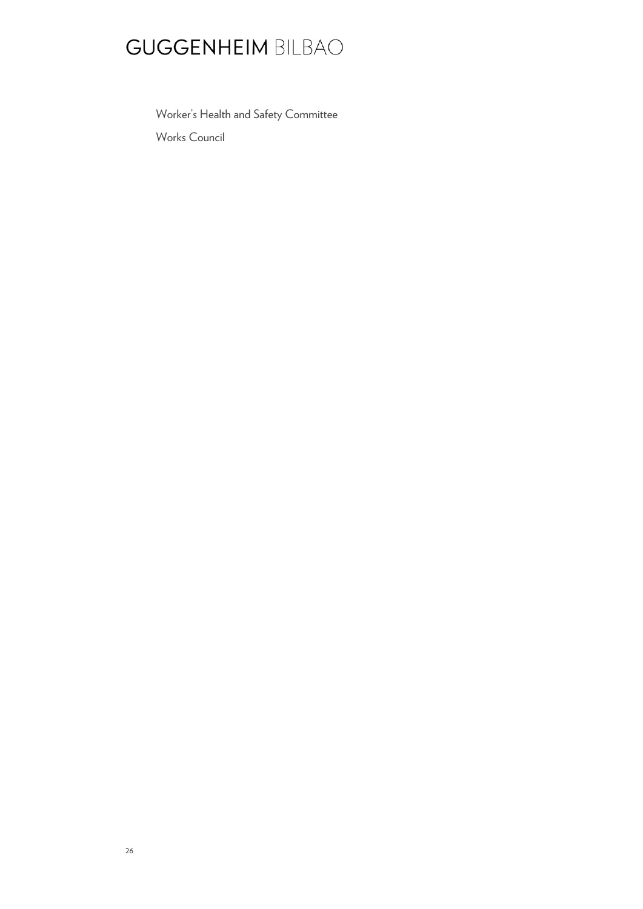Worker's Health and Safety Committee

Works Council